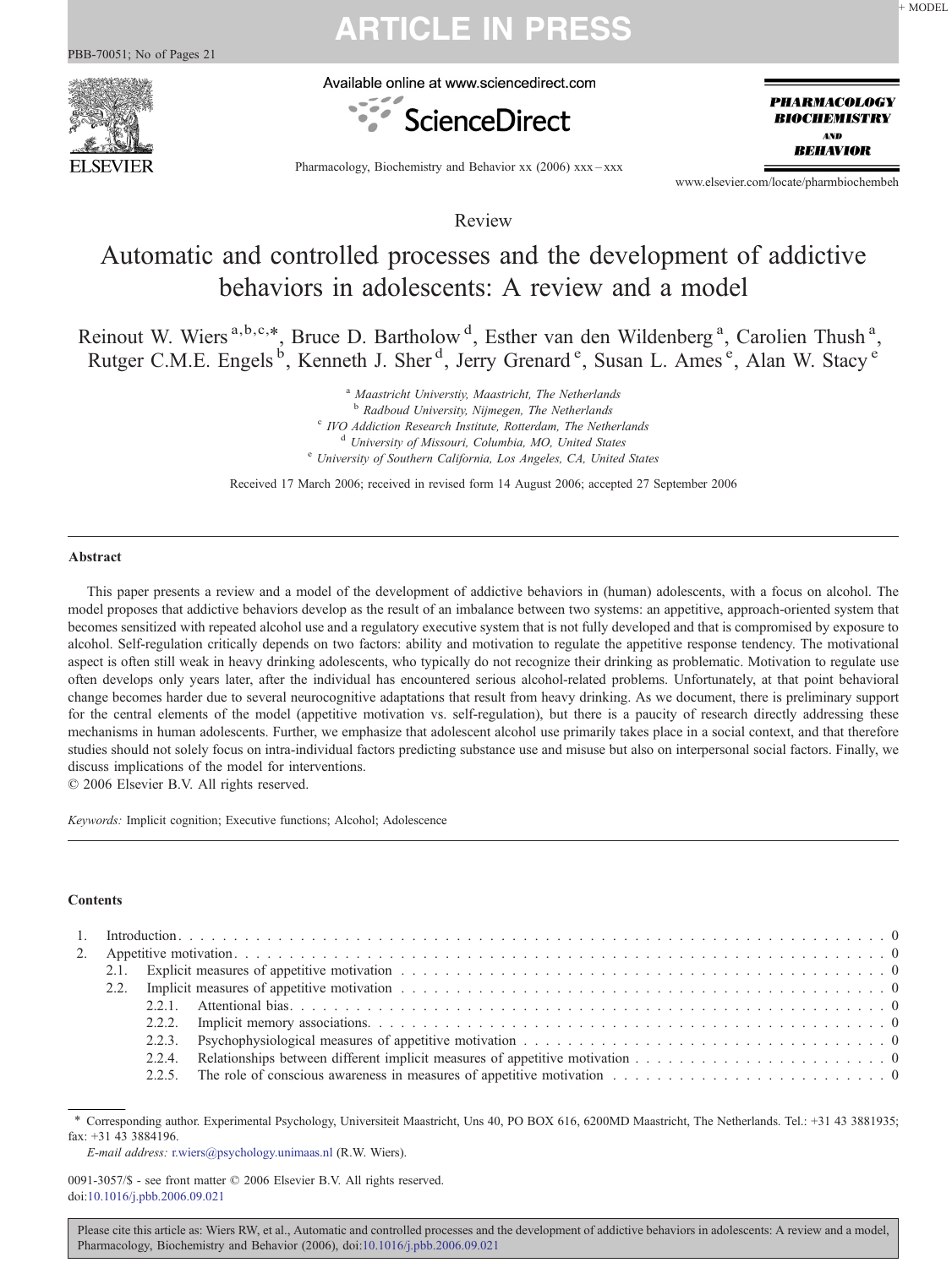Review

# Automatic and controlled processes and the development of addictive behaviors in adolescents: A review and a model

Reinout W. Wiers [a,b,c,*], Bruce D. Bartholow [d], Esther van den Wildenberg [a], Carolien Thush [a], Rutger C.M.E. Engels [b], Kenneth J. Sher [d], Jerry Grenard [e], Susan L. Ames [e], Alan W. Stacy [e]

[a] *Maastricht Universtiy, Maastricht, The Netherlands*
[b] *Radboud University, Nijmegen, The Netherlands*
[c] *IVO Addiction Research Institute, Rotterdam, The Netherlands*
[d] *University of Missouri, Columbia, MO, United States*
[e] *University of Southern California, Los Angeles, CA, United States*

Received 17 March 2006; received in revised form 14 August 2006; accepted 27 September 2006

## Abstract

This paper presents a review and a model of the development of addictive behaviors in (human) adolescents, with a focus on alcohol. The model proposes that addictive behaviors develop as the result of an imbalance between two systems: an appetitive, approach-oriented system that becomes sensitized with repeated alcohol use and a regulatory executive system that is not fully developed and that is compromised by exposure to alcohol. Self-regulation critically depends on two factors: ability and motivation to regulate the appetitive response tendency. The motivational aspect is often still weak in heavy drinking adolescents, who typically do not recognize their drinking as problematic. Motivation to regulate use often develops only years later, after the individual has encountered serious alcohol-related problems. Unfortunately, at that point behavioral change becomes harder due to several neurocognitive adaptations that result from heavy drinking. As we document, there is preliminary support for the central elements of the model (appetitive motivation vs. self-regulation), but there is a paucity of research directly addressing these mechanisms in human adolescents. Further, we emphasize that adolescent alcohol use primarily takes place in a social context, and that therefore studies should not solely focus on intra-individual factors predicting substance use and misuse but also on interpersonal social factors. Finally, we discuss implications of the model for interventions.

© 2006 Elsevier B.V. All rights reserved.

*Keywords:* Implicit cognition; Executive functions; Alcohol; Adolescence

## Contents

1. Introduction . . . 0
2. Appetitive motivation . . . 0
   - 2.1. Explicit measures of appetitive motivation . . . 0
   - 2.2. Implicit measures of appetitive motivation . . . 0
     - 2.2.1. Attentional bias . . . 0
     - 2.2.2. Implicit memory associations . . . 0
     - 2.2.3. Psychophysiological measures of appetitive motivation . . . 0
     - 2.2.4. Relationships between different implicit measures of appetitive motivation . . . 0
     - 2.2.5. The role of conscious awareness in measures of appetitive motivation . . . 0

\* Corresponding author. Experimental Psychology, Universiteit Maastricht, Uns 40, PO BOX 616, 6200MD Maastricht, The Netherlands. Tel.: +31 43 3881935; fax: +31 43 3884196.

*E-mail address:* r.wiers@psychology.unimaas.nl (R.W. Wiers).

0091-3057/$ - see front matter © 2006 Elsevier B.V. All rights reserved.
doi:10.1016/j.pbb.2006.09.021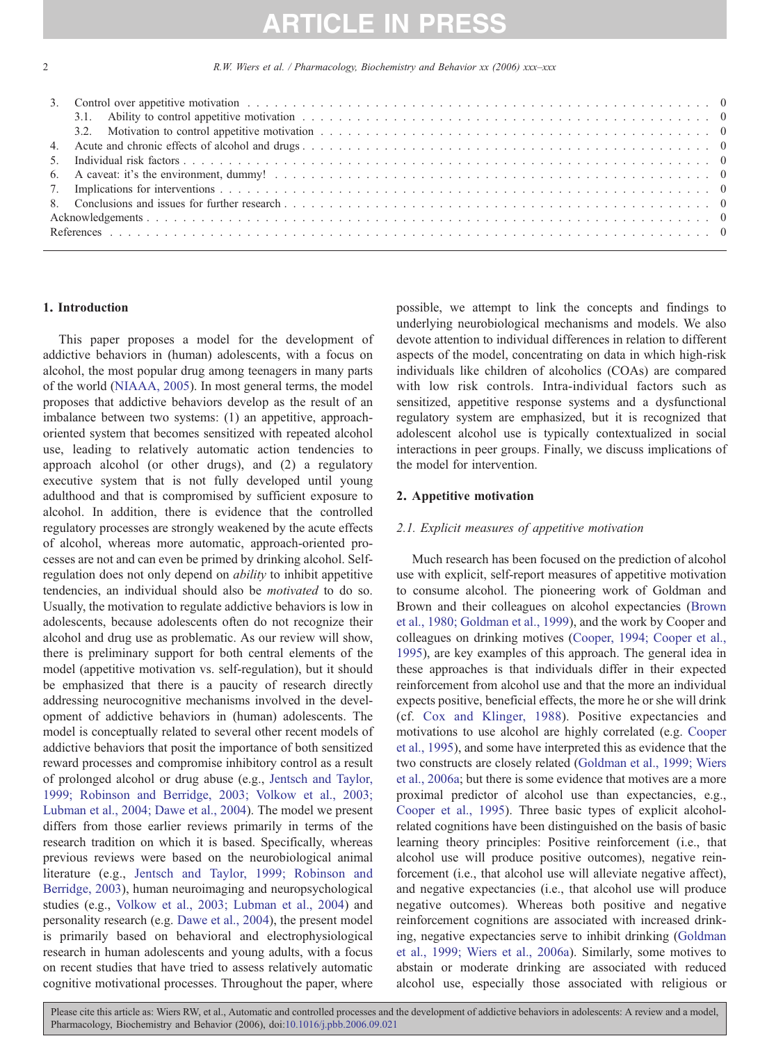3. Control over appetitive motivation . . . . . . . . . . . . . . . . . . . . . . . . . . . . . . . . . . . . . . . . . . 0
   3.1. Ability to control appetitive motivation . . . . . . . . . . . . . . . . . . . . . . . . . . . . . . . . . . . . . . 0
   3.2. Motivation to control appetitive motivation . . . . . . . . . . . . . . . . . . . . . . . . . . . . . . . . . . . 0
4. Acute and chronic effects of alcohol and drugs . . . . . . . . . . . . . . . . . . . . . . . . . . . . . . . . . . . . 0
5. Individual risk factors . . . . . . . . . . . . . . . . . . . . . . . . . . . . . . . . . . . . . . . . . . . . . . . . 0
6. A caveat: it's the environment, dummy! . . . . . . . . . . . . . . . . . . . . . . . . . . . . . . . . . . . . . . . 0
7. Implications for interventions . . . . . . . . . . . . . . . . . . . . . . . . . . . . . . . . . . . . . . . . . . . . 0
8. Conclusions and issues for further research . . . . . . . . . . . . . . . . . . . . . . . . . . . . . . . . . . . . . 0
Acknowledgements . . . . . . . . . . . . . . . . . . . . . . . . . . . . . . . . . . . . . . . . . . . . . . . . . . . . 0
References . . . . . . . . . . . . . . . . . . . . . . . . . . . . . . . . . . . . . . . . . . . . . . . . . . . . . . . . 0

## 1. Introduction

This paper proposes a model for the development of addictive behaviors in (human) adolescents, with a focus on alcohol, the most popular drug among teenagers in many parts of the world (NIAAA, 2005). In most general terms, the model proposes that addictive behaviors develop as the result of an imbalance between two systems: (1) an appetitive, approach-oriented system that becomes sensitized with repeated alcohol use, leading to relatively automatic action tendencies to approach alcohol (or other drugs), and (2) a regulatory executive system that is not fully developed until young adulthood and that is compromised by sufficient exposure to alcohol. In addition, there is evidence that the controlled regulatory processes are strongly weakened by the acute effects of alcohol, whereas more automatic, approach-oriented processes are not and can even be primed by drinking alcohol. Self-regulation does not only depend on *ability* to inhibit appetitive tendencies, an individual should also be *motivated* to do so. Usually, the motivation to regulate addictive behaviors is low in adolescents, because adolescents often do not recognize their alcohol and drug use as problematic. As our review will show, there is preliminary support for both central elements of the model (appetitive motivation vs. self-regulation), but it should be emphasized that there is a paucity of research directly addressing neurocognitive mechanisms involved in the development of addictive behaviors in (human) adolescents. The model is conceptually related to several other recent models of addictive behaviors that posit the importance of both sensitized reward processes and compromise inhibitory control as a result of prolonged alcohol or drug abuse (e.g., Jentsch and Taylor, 1999; Robinson and Berridge, 2003; Volkow et al., 2003; Lubman et al., 2004; Dawe et al., 2004). The model we present differs from those earlier reviews primarily in terms of the research tradition on which it is based. Specifically, whereas previous reviews were based on the neurobiological animal literature (e.g., Jentsch and Taylor, 1999; Robinson and Berridge, 2003), human neuroimaging and neuropsychological studies (e.g., Volkow et al., 2003; Lubman et al., 2004) and personality research (e.g. Dawe et al., 2004), the present model is primarily based on behavioral and electrophysiological research in human adolescents and young adults, with a focus on recent studies that have tried to assess relatively automatic cognitive motivational processes. Throughout the paper, where possible, we attempt to link the concepts and findings to underlying neurobiological mechanisms and models. We also devote attention to individual differences in relation to different aspects of the model, concentrating on data in which high-risk individuals like children of alcoholics (COAs) are compared with low risk controls. Intra-individual factors such as sensitized, appetitive response systems and a dysfunctional regulatory system are emphasized, but it is recognized that adolescent alcohol use is typically contextualized in social interactions in peer groups. Finally, we discuss implications of the model for intervention.

## 2. Appetitive motivation

### 2.1. Explicit measures of appetitive motivation

Much research has been focused on the prediction of alcohol use with explicit, self-report measures of appetitive motivation to consume alcohol. The pioneering work of Goldman and Brown and their colleagues on alcohol expectancies (Brown et al., 1980; Goldman et al., 1999), and the work by Cooper and colleagues on drinking motives (Cooper, 1994; Cooper et al., 1995), are key examples of this approach. The general idea in these approaches is that individuals differ in their expected reinforcement from alcohol use and that the more an individual expects positive, beneficial effects, the more he or she will drink (cf. Cox and Klinger, 1988). Positive expectancies and motivations to use alcohol are highly correlated (e.g. Cooper et al., 1995), and some have interpreted this as evidence that the two constructs are closely related (Goldman et al., 1999; Wiers et al., 2006a; but there is some evidence that motives are a more proximal predictor of alcohol use than expectancies, e.g., Cooper et al., 1995). Three basic types of explicit alcohol-related cognitions have been distinguished on the basis of basic learning theory principles: Positive reinforcement (i.e., that alcohol use will produce positive outcomes), negative reinforcement (i.e., that alcohol use will alleviate negative affect), and negative expectancies (i.e., that alcohol use will produce negative outcomes). Whereas both positive and negative reinforcement cognitions are associated with increased drinking, negative expectancies serve to inhibit drinking (Goldman et al., 1999; Wiers et al., 2006a). Similarly, some motives to abstain or moderate drinking are associated with reduced alcohol use, especially those associated with religious or

Please cite this article as: Wiers RW, et al., Automatic and controlled processes and the development of addictive behaviors in adolescents: A review and a model, Pharmacology, Biochemistry and Behavior (2006), doi:10.1016/j.pbb.2006.09.021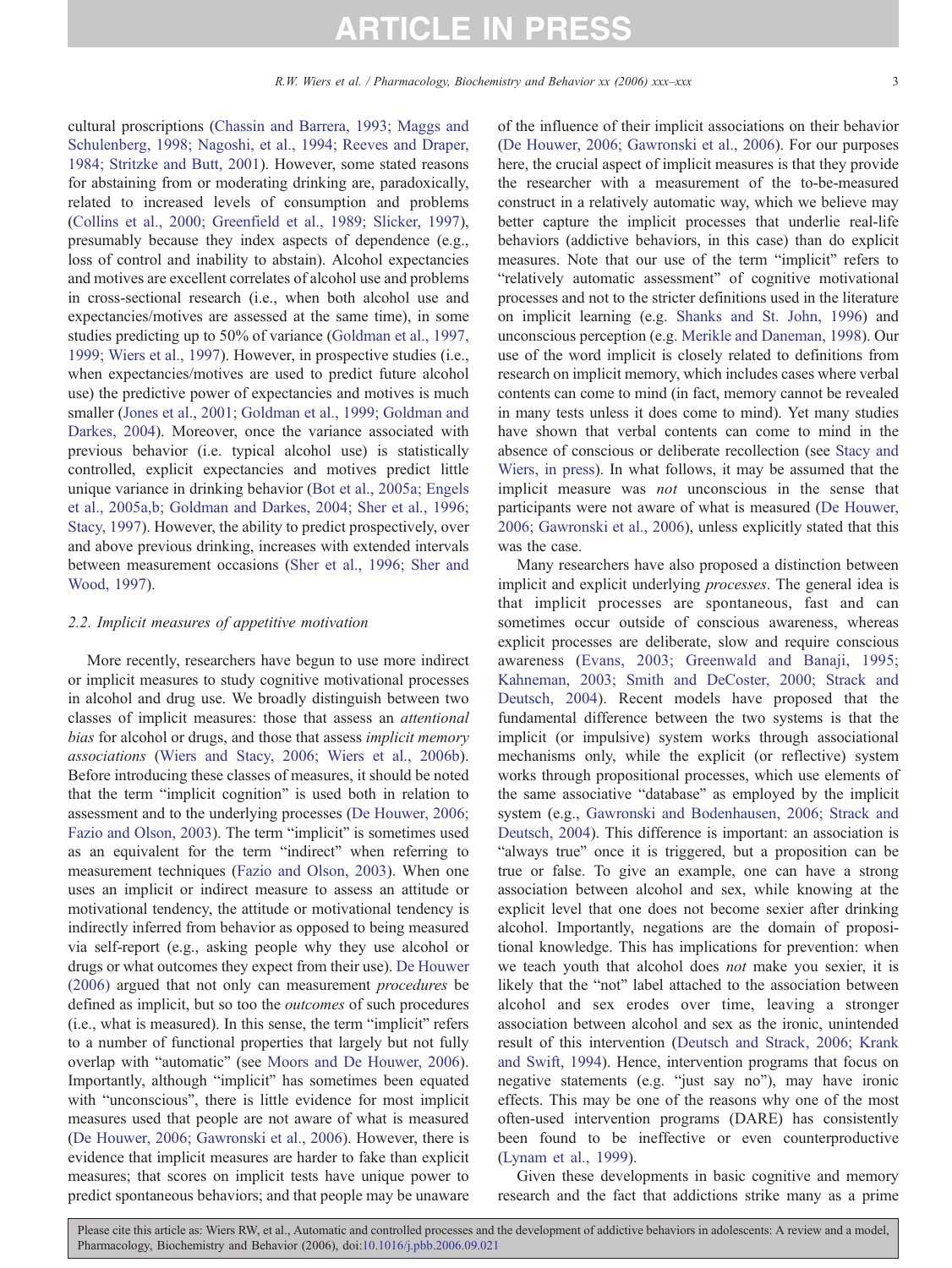cultural proscriptions (Chassin and Barrera, 1993; Maggs and Schulenberg, 1998; Nagoshi, et al., 1994; Reeves and Draper, 1984; Stritzke and Butt, 2001). However, some stated reasons for abstaining from or moderating drinking are, paradoxically, related to increased levels of consumption and problems (Collins et al., 2000; Greenfield et al., 1989; Slicker, 1997), presumably because they index aspects of dependence (e.g., loss of control and inability to abstain). Alcohol expectancies and motives are excellent correlates of alcohol use and problems in cross-sectional research (i.e., when both alcohol use and expectancies/motives are assessed at the same time), in some studies predicting up to 50% of variance (Goldman et al., 1997, 1999; Wiers et al., 1997). However, in prospective studies (i.e., when expectancies/motives are used to predict future alcohol use) the predictive power of expectancies and motives is much smaller (Jones et al., 2001; Goldman et al., 1999; Goldman and Darkes, 2004). Moreover, once the variance associated with previous behavior (i.e. typical alcohol use) is statistically controlled, explicit expectancies and motives predict little unique variance in drinking behavior (Bot et al., 2005a; Engels et al., 2005a,b; Goldman and Darkes, 2004; Sher et al., 1996; Stacy, 1997). However, the ability to predict prospectively, over and above previous drinking, increases with extended intervals between measurement occasions (Sher et al., 1996; Sher and Wood, 1997).

### 2.2. Implicit measures of appetitive motivation

More recently, researchers have begun to use more indirect or implicit measures to study cognitive motivational processes in alcohol and drug use. We broadly distinguish between two classes of implicit measures: those that assess an *attentional bias* for alcohol or drugs, and those that assess *implicit memory associations* (Wiers and Stacy, 2006; Wiers et al., 2006b). Before introducing these classes of measures, it should be noted that the term "implicit cognition" is used both in relation to assessment and to the underlying processes (De Houwer, 2006; Fazio and Olson, 2003). The term "implicit" is sometimes used as an equivalent for the term "indirect" when referring to measurement techniques (Fazio and Olson, 2003). When one uses an implicit or indirect measure to assess an attitude or motivational tendency, the attitude or motivational tendency is indirectly inferred from behavior as opposed to being measured via self-report (e.g., asking people why they use alcohol or drugs or what outcomes they expect from their use). De Houwer (2006) argued that not only can measurement *procedures* be defined as implicit, but so too the *outcomes* of such procedures (i.e., what is measured). In this sense, the term "implicit" refers to a number of functional properties that largely but not fully overlap with "automatic" (see Moors and De Houwer, 2006). Importantly, although "implicit" has sometimes been equated with "unconscious", there is little evidence for most implicit measures used that people are not aware of what is measured (De Houwer, 2006; Gawronski et al., 2006). However, there is evidence that implicit measures are harder to fake than explicit measures; that scores on implicit tests have unique power to predict spontaneous behaviors; and that people may be unaware of the influence of their implicit associations on their behavior (De Houwer, 2006; Gawronski et al., 2006). For our purposes here, the crucial aspect of implicit measures is that they provide the researcher with a measurement of the to-be-measured construct in a relatively automatic way, which we believe may better capture the implicit processes that underlie real-life behaviors (addictive behaviors, in this case) than do explicit measures. Note that our use of the term "implicit" refers to "relatively automatic assessment" of cognitive motivational processes and not to the stricter definitions used in the literature on implicit learning (e.g. Shanks and St. John, 1996) and unconscious perception (e.g. Merikle and Daneman, 1998). Our use of the word implicit is closely related to definitions from research on implicit memory, which includes cases where verbal contents can come to mind (in fact, memory cannot be revealed in many tests unless it does come to mind). Yet many studies have shown that verbal contents can come to mind in the absence of conscious or deliberate recollection (see Stacy and Wiers, in press). In what follows, it may be assumed that the implicit measure was *not* unconscious in the sense that participants were not aware of what is measured (De Houwer, 2006; Gawronski et al., 2006), unless explicitly stated that this was the case.

Many researchers have also proposed a distinction between implicit and explicit underlying *processes*. The general idea is that implicit processes are spontaneous, fast and can sometimes occur outside of conscious awareness, whereas explicit processes are deliberate, slow and require conscious awareness (Evans, 2003; Greenwald and Banaji, 1995; Kahneman, 2003; Smith and DeCoster, 2000; Strack and Deutsch, 2004). Recent models have proposed that the fundamental difference between the two systems is that the implicit (or impulsive) system works through associational mechanisms only, while the explicit (or reflective) system works through propositional processes, which use elements of the same associative "database" as employed by the implicit system (e.g., Gawronski and Bodenhausen, 2006; Strack and Deutsch, 2004). This difference is important: an association is "always true" once it is triggered, but a proposition can be true or false. To give an example, one can have a strong association between alcohol and sex, while knowing at the explicit level that one does not become sexier after drinking alcohol. Importantly, negations are the domain of propositional knowledge. This has implications for prevention: when we teach youth that alcohol does *not* make you sexier, it is likely that the "not" label attached to the association between alcohol and sex erodes over time, leaving a stronger association between alcohol and sex as the ironic, unintended result of this intervention (Deutsch and Strack, 2006; Krank and Swift, 1994). Hence, intervention programs that focus on negative statements (e.g. "just say no"), may have ironic effects. This may be one of the reasons why one of the most often-used intervention programs (DARE) has consistently been found to be ineffective or even counterproductive (Lynam et al., 1999).

Given these developments in basic cognitive and memory research and the fact that addictions strike many as a prime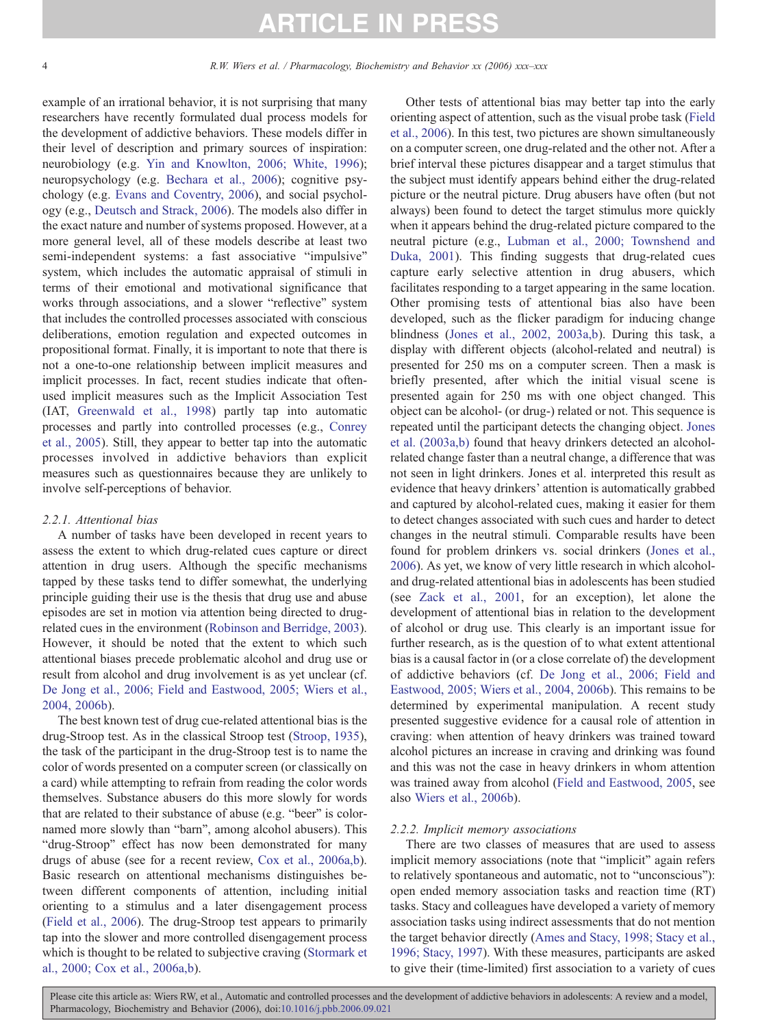example of an irrational behavior, it is not surprising that many researchers have recently formulated dual process models for the development of addictive behaviors. These models differ in their level of description and primary sources of inspiration: neurobiology (e.g. Yin and Knowlton, 2006; White, 1996); neuropsychology (e.g. Bechara et al., 2006); cognitive psychology (e.g. Evans and Coventry, 2006), and social psychology (e.g., Deutsch and Strack, 2006). The models also differ in the exact nature and number of systems proposed. However, at a more general level, all of these models describe at least two semi-independent systems: a fast associative "impulsive" system, which includes the automatic appraisal of stimuli in terms of their emotional and motivational significance that works through associations, and a slower "reflective" system that includes the controlled processes associated with conscious deliberations, emotion regulation and expected outcomes in propositional format. Finally, it is important to note that there is not a one-to-one relationship between implicit measures and implicit processes. In fact, recent studies indicate that often-used implicit measures such as the Implicit Association Test (IAT, Greenwald et al., 1998) partly tap into automatic processes and partly into controlled processes (e.g., Conrey et al., 2005). Still, they appear to better tap into the automatic processes involved in addictive behaviors than explicit measures such as questionnaires because they are unlikely to involve self-perceptions of behavior.

### 2.2.1. Attentional bias

A number of tasks have been developed in recent years to assess the extent to which drug-related cues capture or direct attention in drug users. Although the specific mechanisms tapped by these tasks tend to differ somewhat, the underlying principle guiding their use is the thesis that drug use and abuse episodes are set in motion via attention being directed to drug-related cues in the environment (Robinson and Berridge, 2003). However, it should be noted that the extent to which such attentional biases precede problematic alcohol and drug use or result from alcohol and drug involvement is as yet unclear (cf. De Jong et al., 2006; Field and Eastwood, 2005; Wiers et al., 2004, 2006b).

The best known test of drug cue-related attentional bias is the drug-Stroop test. As in the classical Stroop test (Stroop, 1935), the task of the participant in the drug-Stroop test is to name the color of words presented on a computer screen (or classically on a card) while attempting to refrain from reading the color words themselves. Substance abusers do this more slowly for words that are related to their substance of abuse (e.g. "beer" is color-named more slowly than "barn", among alcohol abusers). This "drug-Stroop" effect has now been demonstrated for many drugs of abuse (see for a recent review, Cox et al., 2006a,b). Basic research on attentional mechanisms distinguishes between different components of attention, including initial orienting to a stimulus and a later disengagement process (Field et al., 2006). The drug-Stroop test appears to primarily tap into the slower and more controlled disengagement process which is thought to be related to subjective craving (Stormark et al., 2000; Cox et al., 2006a,b).

Other tests of attentional bias may better tap into the early orienting aspect of attention, such as the visual probe task (Field et al., 2006). In this test, two pictures are shown simultaneously on a computer screen, one drug-related and the other not. After a brief interval these pictures disappear and a target stimulus that the subject must identify appears behind either the drug-related picture or the neutral picture. Drug abusers have often (but not always) been found to detect the target stimulus more quickly when it appears behind the drug-related picture compared to the neutral picture (e.g., Lubman et al., 2000; Townshend and Duka, 2001). This finding suggests that drug-related cues capture early selective attention in drug abusers, which facilitates responding to a target appearing in the same location. Other promising tests of attentional bias also have been developed, such as the flicker paradigm for inducing change blindness (Jones et al., 2002, 2003a,b). During this task, a display with different objects (alcohol-related and neutral) is presented for 250 ms on a computer screen. Then a mask is briefly presented, after which the initial visual scene is presented again for 250 ms with one object changed. This object can be alcohol- (or drug-) related or not. This sequence is repeated until the participant detects the changing object. Jones et al. (2003a,b) found that heavy drinkers detected an alcohol-related change faster than a neutral change, a difference that was not seen in light drinkers. Jones et al. interpreted this result as evidence that heavy drinkers' attention is automatically grabbed and captured by alcohol-related cues, making it easier for them to detect changes associated with such cues and harder to detect changes in the neutral stimuli. Comparable results have been found for problem drinkers vs. social drinkers (Jones et al., 2006). As yet, we know of very little research in which alcohol- and drug-related attentional bias in adolescents has been studied (see Zack et al., 2001, for an exception), let alone the development of attentional bias in relation to the development of alcohol or drug use. This clearly is an important issue for further research, as is the question of to what extent attentional bias is a causal factor in (or a close correlate of) the development of addictive behaviors (cf. De Jong et al., 2006; Field and Eastwood, 2005; Wiers et al., 2004, 2006b). This remains to be determined by experimental manipulation. A recent study presented suggestive evidence for a causal role of attention in craving: when attention of heavy drinkers was trained toward alcohol pictures an increase in craving and drinking was found and this was not the case in heavy drinkers in whom attention was trained away from alcohol (Field and Eastwood, 2005, see also Wiers et al., 2006b).

### 2.2.2. Implicit memory associations

There are two classes of measures that are used to assess implicit memory associations (note that "implicit" again refers to relatively spontaneous and automatic, not to "unconscious"): open ended memory association tasks and reaction time (RT) tasks. Stacy and colleagues have developed a variety of memory association tasks using indirect assessments that do not mention the target behavior directly (Ames and Stacy, 1998; Stacy et al., 1996; Stacy, 1997). With these measures, participants are asked to give their (time-limited) first association to a variety of cues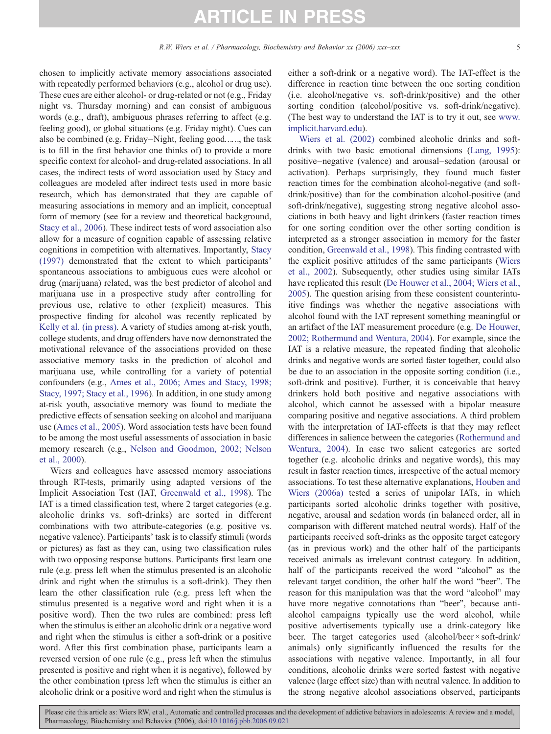chosen to implicitly activate memory associations associated with repeatedly performed behaviors (e.g., alcohol or drug use). These cues are either alcohol- or drug-related or not (e.g., Friday night vs. Thursday morning) and can consist of ambiguous words (e.g., draft), ambiguous phrases referring to affect (e.g. feeling good), or global situations (e.g. Friday night). Cues can also be combined (e.g. Friday–Night, feeling good……, the task is to fill in the first behavior one thinks of) to provide a more specific context for alcohol- and drug-related associations. In all cases, the indirect tests of word association used by Stacy and colleagues are modeled after indirect tests used in more basic research, which has demonstrated that they are capable of measuring associations in memory and an implicit, conceptual form of memory (see for a review and theoretical background, Stacy et al., 2006). These indirect tests of word association also allow for a measure of cognition capable of assessing relative cognitions in competition with alternatives. Importantly, Stacy (1997) demonstrated that the extent to which participants' spontaneous associations to ambiguous cues were alcohol or drug (marijuana) related, was the best predictor of alcohol and marijuana use in a prospective study after controlling for previous use, relative to other (explicit) measures. This prospective finding for alcohol was recently replicated by Kelly et al. (in press). A variety of studies among at-risk youth, college students, and drug offenders have now demonstrated the motivational relevance of the associations provided on these associative memory tasks in the prediction of alcohol and marijuana use, while controlling for a variety of potential confounders (e.g., Ames et al., 2006; Ames and Stacy, 1998; Stacy, 1997; Stacy et al., 1996). In addition, in one study among at-risk youth, associative memory was found to mediate the predictive effects of sensation seeking on alcohol and marijuana use (Ames et al., 2005). Word association tests have been found to be among the most useful assessments of association in basic memory research (e.g., Nelson and Goodmon, 2002; Nelson et al., 2000).

Wiers and colleagues have assessed memory associations through RT-tests, primarily using adapted versions of the Implicit Association Test (IAT, Greenwald et al., 1998). The IAT is a timed classification test, where 2 target categories (e.g. alcoholic drinks vs. soft-drinks) are sorted in different combinations with two attribute-categories (e.g. positive vs. negative valence). Participants' task is to classify stimuli (words or pictures) as fast as they can, using two classification rules with two opposing response buttons. Participants first learn one rule (e.g. press left when the stimulus presented is an alcoholic drink and right when the stimulus is a soft-drink). They then learn the other classification rule (e.g. press left when the stimulus presented is a negative word and right when it is a positive word). Then the two rules are combined: press left when the stimulus is either an alcoholic drink or a negative word and right when the stimulus is either a soft-drink or a positive word. After this first combination phase, participants learn a reversed version of one rule (e.g., press left when the stimulus presented is positive and right when it is negative), followed by the other combination (press left when the stimulus is either an alcoholic drink or a positive word and right when the stimulus is either a soft-drink or a negative word). The IAT-effect is the difference in reaction time between the one sorting condition (i.e. alcohol/negative vs. soft-drink/positive) and the other sorting condition (alcohol/positive vs. soft-drink/negative). (The best way to understand the IAT is to try it out, see www.implicit.harvard.edu).

Wiers et al. (2002) combined alcoholic drinks and soft-drinks with two basic emotional dimensions (Lang, 1995): positive–negative (valence) and arousal–sedation (arousal or activation). Perhaps surprisingly, they found much faster reaction times for the combination alcohol-negative (and soft-drink/positive) than for the combination alcohol-positive (and soft-drink/negative), suggesting strong negative alcohol associations in both heavy and light drinkers (faster reaction times for one sorting condition over the other sorting condition is interpreted as a stronger association in memory for the faster condition, Greenwald et al., 1998). This finding contrasted with the explicit positive attitudes of the same participants (Wiers et al., 2002). Subsequently, other studies using similar IATs have replicated this result (De Houwer et al., 2004; Wiers et al., 2005). The question arising from these consistent counterintuitive findings was whether the negative associations with alcohol found with the IAT represent something meaningful or an artifact of the IAT measurement procedure (e.g. De Houwer, 2002; Rothermund and Wentura, 2004). For example, since the IAT is a relative measure, the repeated finding that alcoholic drinks and negative words are sorted faster together, could also be due to an association in the opposite sorting condition (i.e., soft-drink and positive). Further, it is conceivable that heavy drinkers hold both positive and negative associations with alcohol, which cannot be assessed with a bipolar measure comparing positive and negative associations. A third problem with the interpretation of IAT-effects is that they may reflect differences in salience between the categories (Rothermund and Wentura, 2004). In case two salient categories are sorted together (e.g. alcoholic drinks and negative words), this may result in faster reaction times, irrespective of the actual memory associations. To test these alternative explanations, Houben and Wiers (2006a) tested a series of unipolar IATs, in which participants sorted alcoholic drinks together with positive, negative, arousal and sedation words (in balanced order, all in comparison with different matched neutral words). Half of the participants received soft-drinks as the opposite target category (as in previous work) and the other half of the participants received animals as irrelevant contrast category. In addition, half of the participants received the word "alcohol" as the relevant target condition, the other half the word "beer". The reason for this manipulation was that the word "alcohol" may have more negative connotations than "beer", because anti-alcohol campaigns typically use the word alcohol, while positive advertisements typically use a drink-category like beer. The target categories used (alcohol/beer × soft-drink/animals) only significantly influenced the results for the associations with negative valence. Importantly, in all four conditions, alcoholic drinks were sorted fastest with negative valence (large effect size) than with neutral valence. In addition to the strong negative alcohol associations observed, participants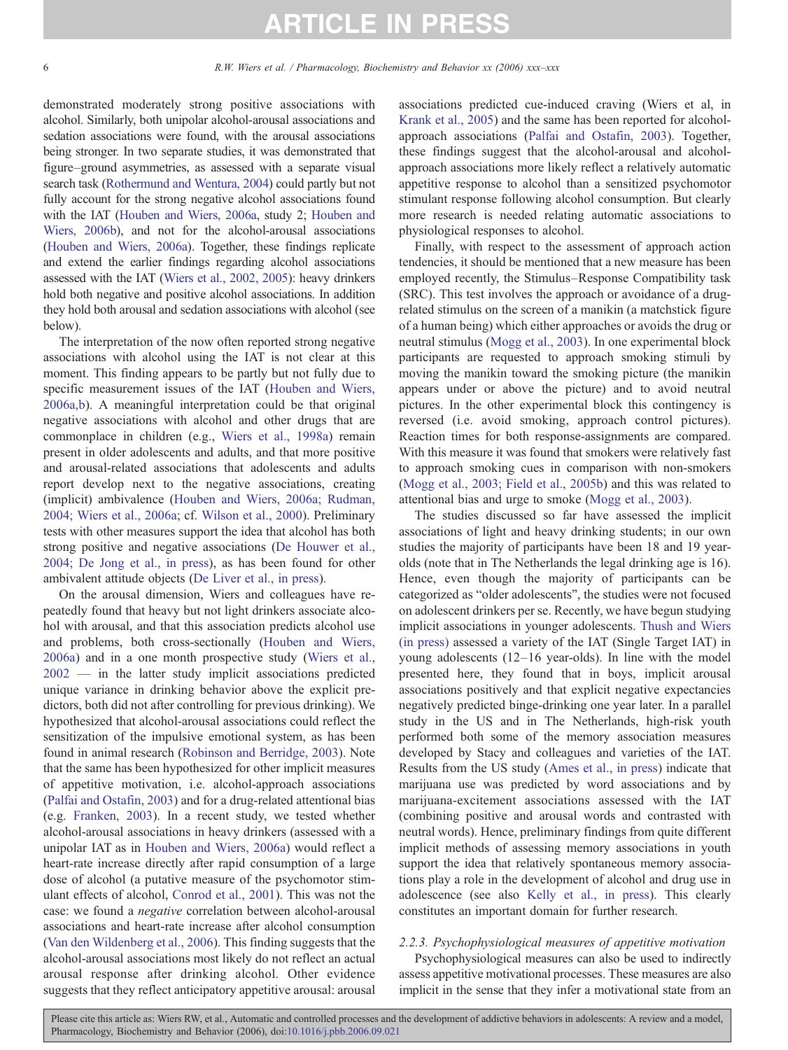demonstrated moderately strong positive associations with alcohol. Similarly, both unipolar alcohol-arousal associations and sedation associations were found, with the arousal associations being stronger. In two separate studies, it was demonstrated that figure–ground asymmetries, as assessed with a separate visual search task (Rothermund and Wentura, 2004) could partly but not fully account for the strong negative alcohol associations found with the IAT (Houben and Wiers, 2006a, study 2; Houben and Wiers, 2006b), and not for the alcohol-arousal associations (Houben and Wiers, 2006a). Together, these findings replicate and extend the earlier findings regarding alcohol associations assessed with the IAT (Wiers et al., 2002, 2005): heavy drinkers hold both negative and positive alcohol associations. In addition they hold both arousal and sedation associations with alcohol (see below).

The interpretation of the now often reported strong negative associations with alcohol using the IAT is not clear at this moment. This finding appears to be partly but not fully due to specific measurement issues of the IAT (Houben and Wiers, 2006a,b). A meaningful interpretation could be that original negative associations with alcohol and other drugs that are commonplace in children (e.g., Wiers et al., 1998a) remain present in older adolescents and adults, and that more positive and arousal-related associations that adolescents and adults report develop next to the negative associations, creating (implicit) ambivalence (Houben and Wiers, 2006a; Rudman, 2004; Wiers et al., 2006a; cf. Wilson et al., 2000). Preliminary tests with other measures support the idea that alcohol has both strong positive and negative associations (De Houwer et al., 2004; De Jong et al., in press), as has been found for other ambivalent attitude objects (De Liver et al., in press).

On the arousal dimension, Wiers and colleagues have repeatedly found that heavy but not light drinkers associate alcohol with arousal, and that this association predicts alcohol use and problems, both cross-sectionally (Houben and Wiers, 2006a) and in a one month prospective study (Wiers et al., 2002 — in the latter study implicit associations predicted unique variance in drinking behavior above the explicit predictors, both did not after controlling for previous drinking). We hypothesized that alcohol-arousal associations could reflect the sensitization of the impulsive emotional system, as has been found in animal research (Robinson and Berridge, 2003). Note that the same has been hypothesized for other implicit measures of appetitive motivation, i.e. alcohol-approach associations (Palfai and Ostafin, 2003) and for a drug-related attentional bias (e.g. Franken, 2003). In a recent study, we tested whether alcohol-arousal associations in heavy drinkers (assessed with a unipolar IAT as in Houben and Wiers, 2006a) would reflect a heart-rate increase directly after rapid consumption of a large dose of alcohol (a putative measure of the psychomotor stimulant effects of alcohol, Conrod et al., 2001). This was not the case: we found a *negative* correlation between alcohol-arousal associations and heart-rate increase after alcohol consumption (Van den Wildenberg et al., 2006). This finding suggests that the alcohol-arousal associations most likely do not reflect an actual arousal response after drinking alcohol. Other evidence suggests that they reflect anticipatory appetitive arousal: arousal associations predicted cue-induced craving (Wiers et al, in Krank et al., 2005) and the same has been reported for alcohol-approach associations (Palfai and Ostafin, 2003). Together, these findings suggest that the alcohol-arousal and alcohol-approach associations more likely reflect a relatively automatic appetitive response to alcohol than a sensitized psychomotor stimulant response following alcohol consumption. But clearly more research is needed relating automatic associations to physiological responses to alcohol.

Finally, with respect to the assessment of approach action tendencies, it should be mentioned that a new measure has been employed recently, the Stimulus–Response Compatibility task (SRC). This test involves the approach or avoidance of a drug-related stimulus on the screen of a manikin (a matchstick figure of a human being) which either approaches or avoids the drug or neutral stimulus (Mogg et al., 2003). In one experimental block participants are requested to approach smoking stimuli by moving the manikin toward the smoking picture (the manikin appears under or above the picture) and to avoid neutral pictures. In the other experimental block this contingency is reversed (i.e. avoid smoking, approach control pictures). Reaction times for both response-assignments are compared. With this measure it was found that smokers were relatively fast to approach smoking cues in comparison with non-smokers (Mogg et al., 2003; Field et al., 2005b) and this was related to attentional bias and urge to smoke (Mogg et al., 2003).

The studies discussed so far have assessed the implicit associations of light and heavy drinking students; in our own studies the majority of participants have been 18 and 19 year-olds (note that in The Netherlands the legal drinking age is 16). Hence, even though the majority of participants can be categorized as "older adolescents", the studies were not focused on adolescent drinkers per se. Recently, we have begun studying implicit associations in younger adolescents. Thush and Wiers (in press) assessed a variety of the IAT (Single Target IAT) in young adolescents (12–16 year-olds). In line with the model presented here, they found that in boys, implicit arousal associations positively and that explicit negative expectancies negatively predicted binge-drinking one year later. In a parallel study in the US and in The Netherlands, high-risk youth performed both some of the memory association measures developed by Stacy and colleagues and varieties of the IAT. Results from the US study (Ames et al., in press) indicate that marijuana use was predicted by word associations and by marijuana-excitement associations assessed with the IAT (combining positive and arousal words and contrasted with neutral words). Hence, preliminary findings from quite different implicit methods of assessing memory associations in youth support the idea that relatively spontaneous memory associations play a role in the development of alcohol and drug use in adolescence (see also Kelly et al., in press). This clearly constitutes an important domain for further research.

### 2.2.3. Psychophysiological measures of appetitive motivation

Psychophysiological measures can also be used to indirectly assess appetitive motivational processes. These measures are also implicit in the sense that they infer a motivational state from an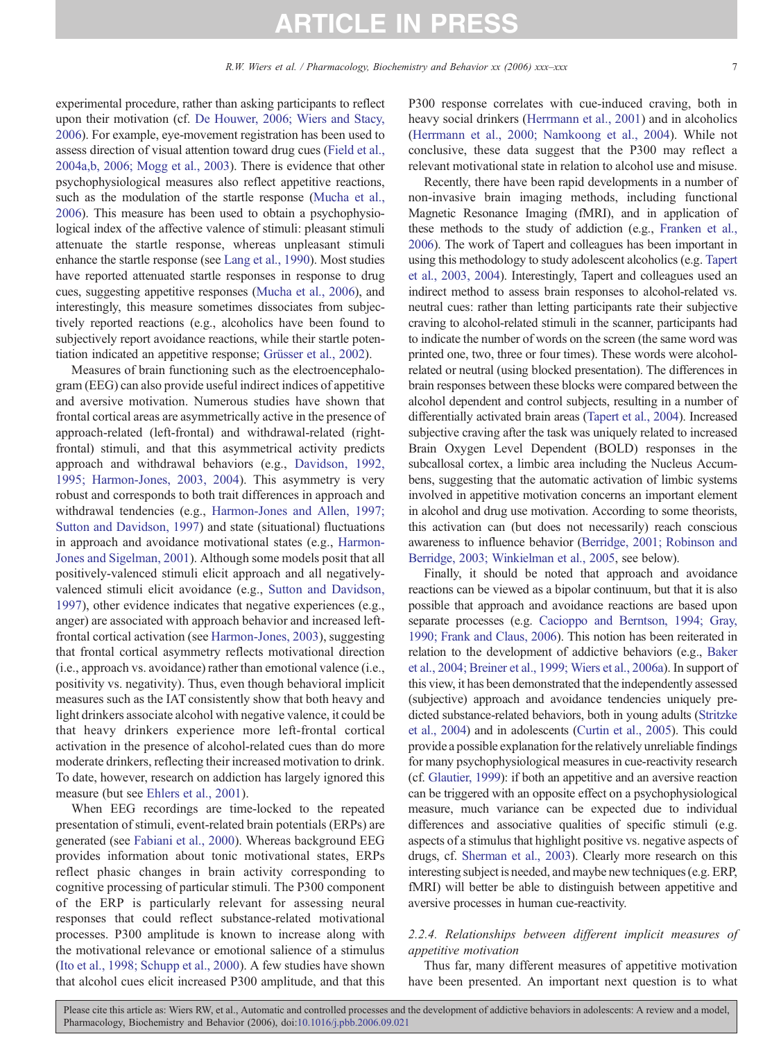experimental procedure, rather than asking participants to reflect upon their motivation (cf. De Houwer, 2006; Wiers and Stacy, 2006). For example, eye-movement registration has been used to assess direction of visual attention toward drug cues (Field et al., 2004a,b, 2006; Mogg et al., 2003). There is evidence that other psychophysiological measures also reflect appetitive reactions, such as the modulation of the startle response (Mucha et al., 2006). This measure has been used to obtain a psychophysiological index of the affective valence of stimuli: pleasant stimuli attenuate the startle response, whereas unpleasant stimuli enhance the startle response (see Lang et al., 1990). Most studies have reported attenuated startle responses in response to drug cues, suggesting appetitive responses (Mucha et al., 2006), and interestingly, this measure sometimes dissociates from subjectively reported reactions (e.g., alcoholics have been found to subjectively report avoidance reactions, while their startle potentiation indicated an appetitive response; Grüsser et al., 2002).

Measures of brain functioning such as the electroencephalogram (EEG) can also provide useful indirect indices of appetitive and aversive motivation. Numerous studies have shown that frontal cortical areas are asymmetrically active in the presence of approach-related (left-frontal) and withdrawal-related (right-frontal) stimuli, and that this asymmetrical activity predicts approach and withdrawal behaviors (e.g., Davidson, 1992, 1995; Harmon-Jones, 2003, 2004). This asymmetry is very robust and corresponds to both trait differences in approach and withdrawal tendencies (e.g., Harmon-Jones and Allen, 1997; Sutton and Davidson, 1997) and state (situational) fluctuations in approach and avoidance motivational states (e.g., Harmon-Jones and Sigelman, 2001). Although some models posit that all positively-valenced stimuli elicit approach and all negatively-valenced stimuli elicit avoidance (e.g., Sutton and Davidson, 1997), other evidence indicates that negative experiences (e.g., anger) are associated with approach behavior and increased left-frontal cortical activation (see Harmon-Jones, 2003), suggesting that frontal cortical asymmetry reflects motivational direction (i.e., approach vs. avoidance) rather than emotional valence (i.e., positivity vs. negativity). Thus, even though behavioral implicit measures such as the IAT consistently show that both heavy and light drinkers associate alcohol with negative valence, it could be that heavy drinkers experience more left-frontal cortical activation in the presence of alcohol-related cues than do more moderate drinkers, reflecting their increased motivation to drink. To date, however, research on addiction has largely ignored this measure (but see Ehlers et al., 2001).

When EEG recordings are time-locked to the repeated presentation of stimuli, event-related brain potentials (ERPs) are generated (see Fabiani et al., 2000). Whereas background EEG provides information about tonic motivational states, ERPs reflect phasic changes in brain activity corresponding to cognitive processing of particular stimuli. The P300 component of the ERP is particularly relevant for assessing neural responses that could reflect substance-related motivational processes. P300 amplitude is known to increase along with the motivational relevance or emotional salience of a stimulus (Ito et al., 1998; Schupp et al., 2000). A few studies have shown that alcohol cues elicit increased P300 amplitude, and that this P300 response correlates with cue-induced craving, both in heavy social drinkers (Herrmann et al., 2001) and in alcoholics (Herrmann et al., 2000; Namkoong et al., 2004). While not conclusive, these data suggest that the P300 may reflect a relevant motivational state in relation to alcohol use and misuse.

Recently, there have been rapid developments in a number of non-invasive brain imaging methods, including functional Magnetic Resonance Imaging (fMRI), and in application of these methods to the study of addiction (e.g., Franken et al., 2006). The work of Tapert and colleagues has been important in using this methodology to study adolescent alcoholics (e.g. Tapert et al., 2003, 2004). Interestingly, Tapert and colleagues used an indirect method to assess brain responses to alcohol-related vs. neutral cues: rather than letting participants rate their subjective craving to alcohol-related stimuli in the scanner, participants had to indicate the number of words on the screen (the same word was printed one, two, three or four times). These words were alcohol-related or neutral (using blocked presentation). The differences in brain responses between these blocks were compared between the alcohol dependent and control subjects, resulting in a number of differentially activated brain areas (Tapert et al., 2004). Increased subjective craving after the task was uniquely related to increased Brain Oxygen Level Dependent (BOLD) responses in the subcallosal cortex, a limbic area including the Nucleus Accumbens, suggesting that the automatic activation of limbic systems involved in appetitive motivation concerns an important element in alcohol and drug use motivation. According to some theorists, this activation can (but does not necessarily) reach conscious awareness to influence behavior (Berridge, 2001; Robinson and Berridge, 2003; Winkielman et al., 2005, see below).

Finally, it should be noted that approach and avoidance reactions can be viewed as a bipolar continuum, but that it is also possible that approach and avoidance reactions are based upon separate processes (e.g. Cacioppo and Berntson, 1994; Gray, 1990; Frank and Claus, 2006). This notion has been reiterated in relation to the development of addictive behaviors (e.g., Baker et al., 2004; Breiner et al., 1999; Wiers et al., 2006a). In support of this view, it has been demonstrated that the independently assessed (subjective) approach and avoidance tendencies uniquely predicted substance-related behaviors, both in young adults (Stritzke et al., 2004) and in adolescents (Curtin et al., 2005). This could provide a possible explanation for the relatively unreliable findings for many psychophysiological measures in cue-reactivity research (cf. Glautier, 1999): if both an appetitive and an aversive reaction can be triggered with an opposite effect on a psychophysiological measure, much variance can be expected due to individual differences and associative qualities of specific stimuli (e.g. aspects of a stimulus that highlight positive vs. negative aspects of drugs, cf. Sherman et al., 2003). Clearly more research on this interesting subject is needed, and maybe new techniques (e.g. ERP, fMRI) will better be able to distinguish between appetitive and aversive processes in human cue-reactivity.

#### *2.2.4. Relationships between different implicit measures of appetitive motivation*

Thus far, many different measures of appetitive motivation have been presented. An important next question is to what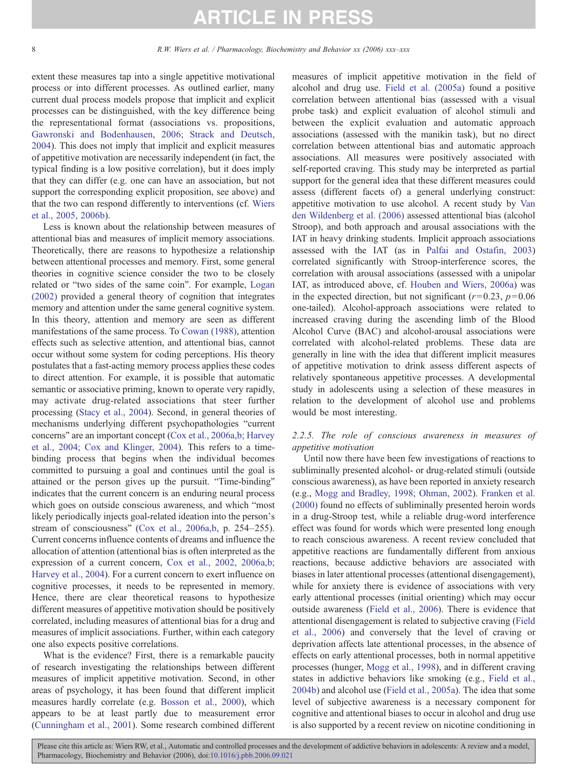extent these measures tap into a single appetitive motivational process or into different processes. As outlined earlier, many current dual process models propose that implicit and explicit processes can be distinguished, with the key difference being the representational format (associations vs. propositions, Gawronski and Bodenhausen, 2006; Strack and Deutsch, 2004). This does not imply that implicit and explicit measures of appetitive motivation are necessarily independent (in fact, the typical finding is a low positive correlation), but it does imply that they can differ (e.g. one can have an association, but not support the corresponding explicit proposition, see above) and that the two can respond differently to interventions (cf. Wiers et al., 2005, 2006b).

Less is known about the relationship between measures of attentional bias and measures of implicit memory associations. Theoretically, there are reasons to hypothesize a relationship between attentional processes and memory. First, some general theories in cognitive science consider the two to be closely related or "two sides of the same coin". For example, Logan (2002) provided a general theory of cognition that integrates memory and attention under the same general cognitive system. In this theory, attention and memory are seen as different manifestations of the same process. To Cowan (1988), attention effects such as selective attention, and attentional bias, cannot occur without some system for coding perceptions. His theory postulates that a fast-acting memory process applies these codes to direct attention. For example, it is possible that automatic semantic or associative priming, known to operate very rapidly, may activate drug-related associations that steer further processing (Stacy et al., 2004). Second, in general theories of mechanisms underlying different psychopathologies "current concerns" are an important concept (Cox et al., 2006a,b; Harvey et al., 2004; Cox and Klinger, 2004). This refers to a time-binding process that begins when the individual becomes committed to pursuing a goal and continues until the goal is attained or the person gives up the pursuit. "Time-binding" indicates that the current concern is an enduring neural process which goes on outside conscious awareness, and which "most likely periodically injects goal-related ideation into the person's stream of consciousness" (Cox et al., 2006a,b, p. 254–255). Current concerns influence contents of dreams and influence the allocation of attention (attentional bias is often interpreted as the expression of a current concern, Cox et al., 2002, 2006a,b; Harvey et al., 2004). For a current concern to exert influence on cognitive processes, it needs to be represented in memory. Hence, there are clear theoretical reasons to hypothesize different measures of appetitive motivation should be positively correlated, including measures of attentional bias for a drug and measures of implicit associations. Further, within each category one also expects positive correlations.

What is the evidence? First, there is a remarkable paucity of research investigating the relationships between different measures of implicit appetitive motivation. Second, in other areas of psychology, it has been found that different implicit measures hardly correlate (e.g. Bosson et al., 2000), which appears to be at least partly due to measurement error (Cunningham et al., 2001). Some research combined different measures of implicit appetitive motivation in the field of alcohol and drug use. Field et al. (2005a) found a positive correlation between attentional bias (assessed with a visual probe task) and explicit evaluation of alcohol stimuli and between the explicit evaluation and automatic approach associations (assessed with the manikin task), but no direct correlation between attentional bias and automatic approach associations. All measures were positively associated with self-reported craving. This study may be interpreted as partial support for the general idea that these different measures could assess (different facets of) a general underlying construct: appetitive motivation to use alcohol. A recent study by Van den Wildenberg et al. (2006) assessed attentional bias (alcohol Stroop), and both approach and arousal associations with the IAT in heavy drinking students. Implicit approach associations assessed with the IAT (as in Palfai and Ostafin, 2003) correlated significantly with Stroop-interference scores, the correlation with arousal associations (assessed with a unipolar IAT, as introduced above, cf. Houben and Wiers, 2006a) was in the expected direction, but not significant ($r=0.23$, $p=0.06$ one-tailed). Alcohol-approach associations were related to increased craving during the ascending limb of the Blood Alcohol Curve (BAC) and alcohol-arousal associations were correlated with alcohol-related problems. These data are generally in line with the idea that different implicit measures of appetitive motivation to drink assess different aspects of relatively spontaneous appetitive processes. A developmental study in adolescents using a selection of these measures in relation to the development of alcohol use and problems would be most interesting.

### 2.2.5. The role of conscious awareness in measures of appetitive motivation

Until now there have been few investigations of reactions to subliminally presented alcohol- or drug-related stimuli (outside conscious awareness), as have been reported in anxiety research (e.g., Mogg and Bradley, 1998; Ohman, 2002). Franken et al. (2000) found no effects of subliminally presented heroin words in a drug-Stroop test, while a reliable drug-word interference effect was found for words which were presented long enough to reach conscious awareness. A recent review concluded that appetitive reactions are fundamentally different from anxious reactions, because addictive behaviors are associated with biases in later attentional processes (attentional disengagement), while for anxiety there is evidence of associations with very early attentional processes (initial orienting) which may occur outside awareness (Field et al., 2006). There is evidence that attentional disengagement is related to subjective craving (Field et al., 2006) and conversely that the level of craving or deprivation affects late attentional processes, in the absence of effects on early attentional processes, both in normal appetitive processes (hunger, Mogg et al., 1998), and in different craving states in addictive behaviors like smoking (e.g., Field et al., 2004b) and alcohol use (Field et al., 2005a). The idea that some level of subjective awareness is a necessary component for cognitive and attentional biases to occur in alcohol and drug use is also supported by a recent review on nicotine conditioning in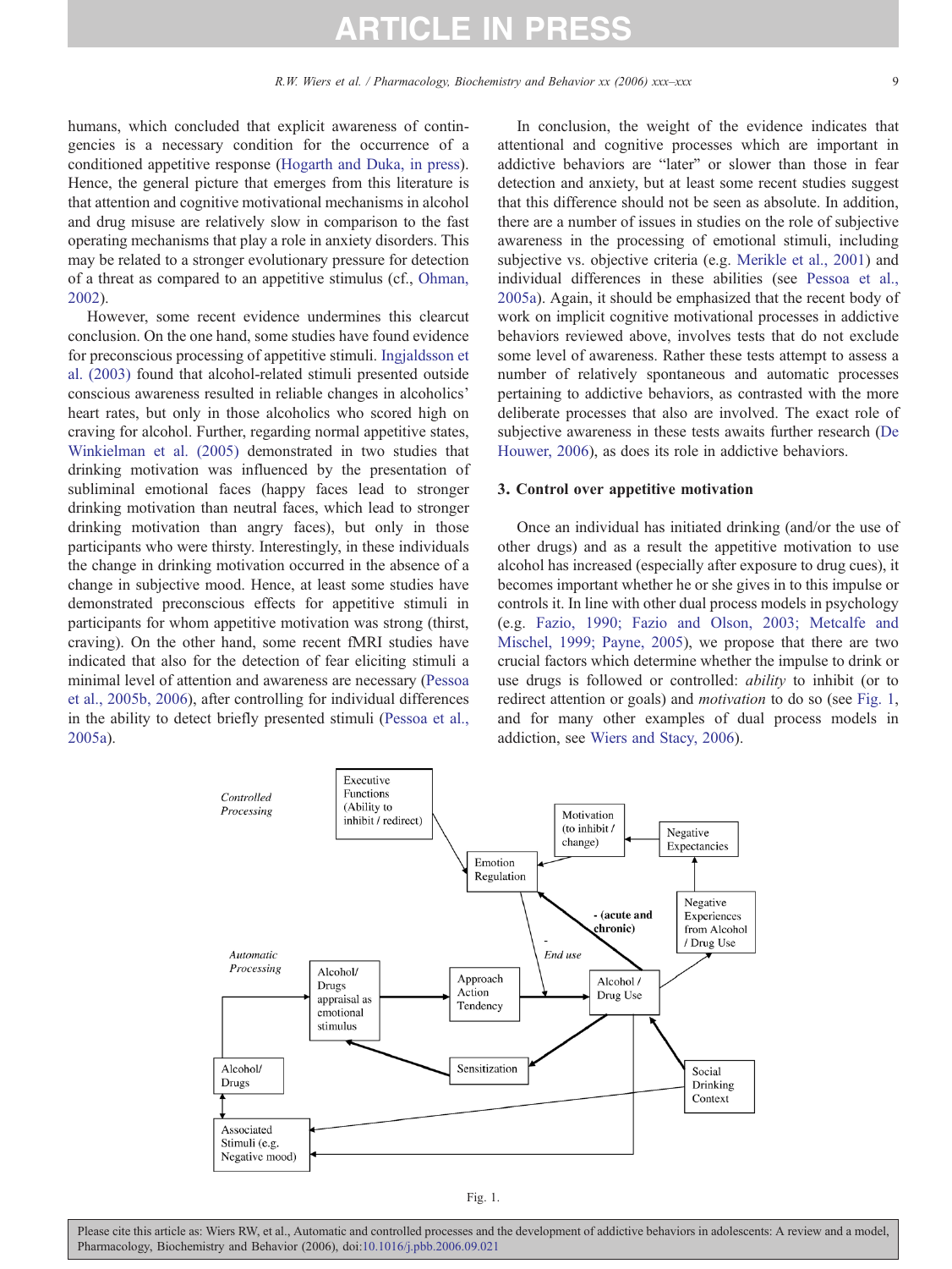humans, which concluded that explicit awareness of contingencies is a necessary condition for the occurrence of a conditioned appetitive response (Hogarth and Duka, in press). Hence, the general picture that emerges from this literature is that attention and cognitive motivational mechanisms in alcohol and drug misuse are relatively slow in comparison to the fast operating mechanisms that play a role in anxiety disorders. This may be related to a stronger evolutionary pressure for detection of a threat as compared to an appetitive stimulus (cf., Ohman, 2002).

However, some recent evidence undermines this clearcut conclusion. On the one hand, some studies have found evidence for preconscious processing of appetitive stimuli. Ingjaldsson et al. (2003) found that alcohol-related stimuli presented outside conscious awareness resulted in reliable changes in alcoholics' heart rates, but only in those alcoholics who scored high on craving for alcohol. Further, regarding normal appetitive states, Winkielman et al. (2005) demonstrated in two studies that drinking motivation was influenced by the presentation of subliminal emotional faces (happy faces lead to stronger drinking motivation than neutral faces, which lead to stronger drinking motivation than angry faces), but only in those participants who were thirsty. Interestingly, in these individuals the change in drinking motivation occurred in the absence of a change in subjective mood. Hence, at least some studies have demonstrated preconscious effects for appetitive stimuli in participants for whom appetitive motivation was strong (thirst, craving). On the other hand, some recent fMRI studies have indicated that also for the detection of fear eliciting stimuli a minimal level of attention and awareness are necessary (Pessoa et al., 2005b, 2006), after controlling for individual differences in the ability to detect briefly presented stimuli (Pessoa et al., 2005a).

In conclusion, the weight of the evidence indicates that attentional and cognitive processes which are important in addictive behaviors are "later" or slower than those in fear detection and anxiety, but at least some recent studies suggest that this difference should not be seen as absolute. In addition, there are a number of issues in studies on the role of subjective awareness in the processing of emotional stimuli, including subjective vs. objective criteria (e.g. Merikle et al., 2001) and individual differences in these abilities (see Pessoa et al., 2005a). Again, it should be emphasized that the recent body of work on implicit cognitive motivational processes in addictive behaviors reviewed above, involves tests that do not exclude some level of awareness. Rather these tests attempt to assess a number of relatively spontaneous and automatic processes pertaining to addictive behaviors, as contrasted with the more deliberate processes that also are involved. The exact role of subjective awareness in these tests awaits further research (De Houwer, 2006), as does its role in addictive behaviors.

## 3. Control over appetitive motivation

Once an individual has initiated drinking (and/or the use of other drugs) and as a result the appetitive motivation to use alcohol has increased (especially after exposure to drug cues), it becomes important whether he or she gives in to this impulse or controls it. In line with other dual process models in psychology (e.g. Fazio, 1990; Fazio and Olson, 2003; Metcalfe and Mischel, 1999; Payne, 2005), we propose that there are two crucial factors which determine whether the impulse to drink or use drugs is followed or controlled: *ability* to inhibit (or to redirect attention or goals) and *motivation* to do so (see Fig. 1, and for many other examples of dual process models in addiction, see Wiers and Stacy, 2006).

Fig. 1.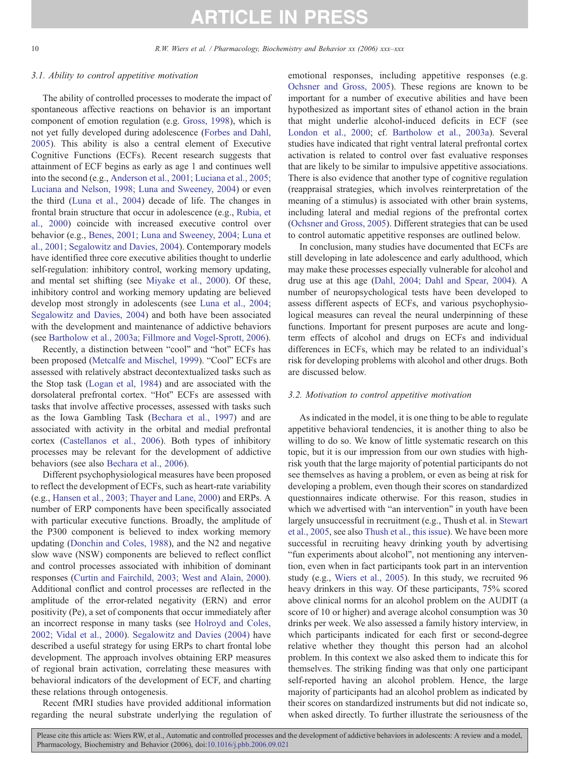### 3.1. Ability to control appetitive motivation

The ability of controlled processes to moderate the impact of spontaneous affective reactions on behavior is an important component of emotion regulation (e.g. Gross, 1998), which is not yet fully developed during adolescence (Forbes and Dahl, 2005). This ability is also a central element of Executive Cognitive Functions (ECFs). Recent research suggests that attainment of ECF begins as early as age 1 and continues well into the second (e.g., Anderson et al., 2001; Luciana et al., 2005; Luciana and Nelson, 1998; Luna and Sweeney, 2004) or even the third (Luna et al., 2004) decade of life. The changes in frontal brain structure that occur in adolescence (e.g., Rubia, et al., 2000) coincide with increased executive control over behavior (e.g., Benes, 2001; Luna and Sweeney, 2004; Luna et al., 2001; Segalowitz and Davies, 2004). Contemporary models have identified three core executive abilities thought to underlie self-regulation: inhibitory control, working memory updating, and mental set shifting (see Miyake et al., 2000). Of these, inhibitory control and working memory updating are believed develop most strongly in adolescents (see Luna et al., 2004; Segalowitz and Davies, 2004) and both have been associated with the development and maintenance of addictive behaviors (see Bartholow et al., 2003a; Fillmore and Vogel-Sprott, 2006).

Recently, a distinction between "cool" and "hot" ECFs has been proposed (Metcalfe and Mischel, 1999). "Cool" ECFs are assessed with relatively abstract decontextualized tasks such as the Stop task (Logan et al, 1984) and are associated with the dorsolateral prefrontal cortex. "Hot" ECFs are assessed with tasks that involve affective processes, assessed with tasks such as the Iowa Gambling Task (Bechara et al., 1997) and are associated with activity in the orbital and medial prefrontal cortex (Castellanos et al., 2006). Both types of inhibitory processes may be relevant for the development of addictive behaviors (see also Bechara et al., 2006).

Different psychophysiological measures have been proposed to reflect the development of ECFs, such as heart-rate variability (e.g., Hansen et al., 2003; Thayer and Lane, 2000) and ERPs. A number of ERP components have been specifically associated with particular executive functions. Broadly, the amplitude of the P300 component is believed to index working memory updating (Donchin and Coles, 1988), and the N2 and negative slow wave (NSW) components are believed to reflect conflict and control processes associated with inhibition of dominant responses (Curtin and Fairchild, 2003; West and Alain, 2000). Additional conflict and control processes are reflected in the amplitude of the error-related negativity (ERN) and error positivity (Pe), a set of components that occur immediately after an incorrect response in many tasks (see Holroyd and Coles, 2002; Vidal et al., 2000). Segalowitz and Davies (2004) have described a useful strategy for using ERPs to chart frontal lobe development. The approach involves obtaining ERP measures of regional brain activation, correlating these measures with behavioral indicators of the development of ECF, and charting these relations through ontogenesis.

Recent fMRI studies have provided additional information regarding the neural substrate underlying the regulation of emotional responses, including appetitive responses (e.g. Ochsner and Gross, 2005). These regions are known to be important for a number of executive abilities and have been hypothesized as important sites of ethanol action in the brain that might underlie alcohol-induced deficits in ECF (see London et al., 2000; cf. Bartholow et al., 2003a). Several studies have indicated that right ventral lateral prefrontal cortex activation is related to control over fast evaluative responses that are likely to be similar to impulsive appetitive associations. There is also evidence that another type of cognitive regulation (reappraisal strategies, which involves reinterpretation of the meaning of a stimulus) is associated with other brain systems, including lateral and medial regions of the prefrontal cortex (Ochsner and Gross, 2005). Different strategies that can be used to control automatic appetitive responses are outlined below.

In conclusion, many studies have documented that ECFs are still developing in late adolescence and early adulthood, which may make these processes especially vulnerable for alcohol and drug use at this age (Dahl, 2004; Dahl and Spear, 2004). A number of neuropsychological tests have been developed to assess different aspects of ECFs, and various psychophysiological measures can reveal the neural underpinning of these functions. Important for present purposes are acute and long-term effects of alcohol and drugs on ECFs and individual differences in ECFs, which may be related to an individual's risk for developing problems with alcohol and other drugs. Both are discussed below.

### 3.2. Motivation to control appetitive motivation

As indicated in the model, it is one thing to be able to regulate appetitive behavioral tendencies, it is another thing to also be willing to do so. We know of little systematic research on this topic, but it is our impression from our own studies with high-risk youth that the large majority of potential participants do not see themselves as having a problem, or even as being at risk for developing a problem, even though their scores on standardized questionnaires indicate otherwise. For this reason, studies in which we advertised with "an intervention" in youth have been largely unsuccessful in recruitment (e.g., Thush et al. in Stewart et al., 2005, see also Thush et al., this issue). We have been more successful in recruiting heavy drinking youth by advertising "fun experiments about alcohol", not mentioning any intervention, even when in fact participants took part in an intervention study (e.g., Wiers et al., 2005). In this study, we recruited 96 heavy drinkers in this way. Of these participants, 75% scored above clinical norms for an alcohol problem on the AUDIT (a score of 10 or higher) and average alcohol consumption was 30 drinks per week. We also assessed a family history interview, in which participants indicated for each first or second-degree relative whether they thought this person had an alcohol problem. In this context we also asked them to indicate this for themselves. The striking finding was that only one participant self-reported having an alcohol problem. Hence, the large majority of participants had an alcohol problem as indicated by their scores on standardized instruments but did not indicate so, when asked directly. To further illustrate the seriousness of the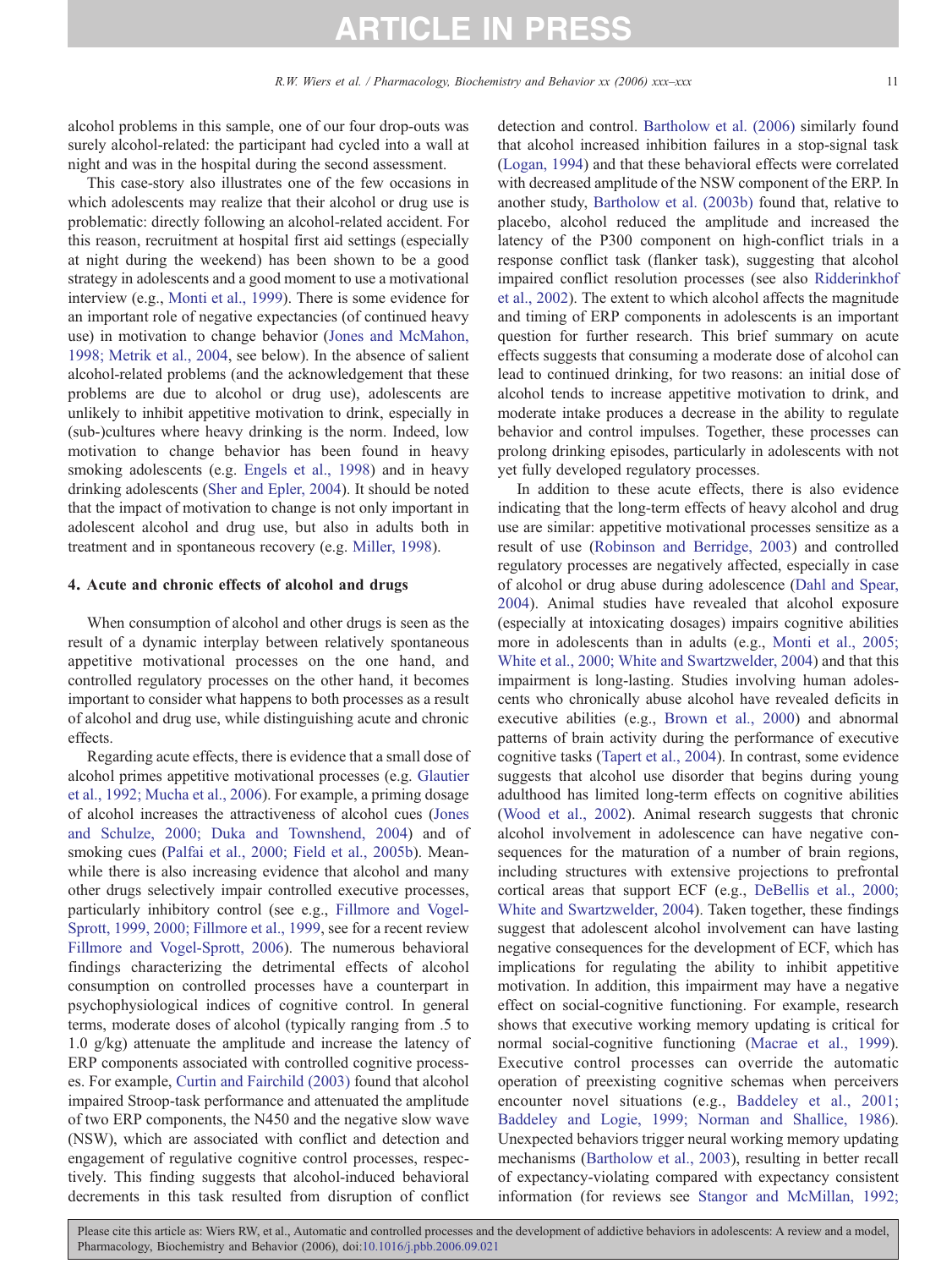alcohol problems in this sample, one of our four drop-outs was surely alcohol-related: the participant had cycled into a wall at night and was in the hospital during the second assessment.

This case-story also illustrates one of the few occasions in which adolescents may realize that their alcohol or drug use is problematic: directly following an alcohol-related accident. For this reason, recruitment at hospital first aid settings (especially at night during the weekend) has been shown to be a good strategy in adolescents and a good moment to use a motivational interview (e.g., Monti et al., 1999). There is some evidence for an important role of negative expectancies (of continued heavy use) in motivation to change behavior (Jones and McMahon, 1998; Metrik et al., 2004, see below). In the absence of salient alcohol-related problems (and the acknowledgement that these problems are due to alcohol or drug use), adolescents are unlikely to inhibit appetitive motivation to drink, especially in (sub-)cultures where heavy drinking is the norm. Indeed, low motivation to change behavior has been found in heavy smoking adolescents (e.g. Engels et al., 1998) and in heavy drinking adolescents (Sher and Epler, 2004). It should be noted that the impact of motivation to change is not only important in adolescent alcohol and drug use, but also in adults both in treatment and in spontaneous recovery (e.g. Miller, 1998).

## 4. Acute and chronic effects of alcohol and drugs

When consumption of alcohol and other drugs is seen as the result of a dynamic interplay between relatively spontaneous appetitive motivational processes on the one hand, and controlled regulatory processes on the other hand, it becomes important to consider what happens to both processes as a result of alcohol and drug use, while distinguishing acute and chronic effects.

Regarding acute effects, there is evidence that a small dose of alcohol primes appetitive motivational processes (e.g. Glautier et al., 1992; Mucha et al., 2006). For example, a priming dosage of alcohol increases the attractiveness of alcohol cues (Jones and Schulze, 2000; Duka and Townshend, 2004) and of smoking cues (Palfai et al., 2000; Field et al., 2005b). Meanwhile there is also increasing evidence that alcohol and many other drugs selectively impair controlled executive processes, particularly inhibitory control (see e.g., Fillmore and Vogel-Sprott, 1999, 2000; Fillmore et al., 1999, see for a recent review Fillmore and Vogel-Sprott, 2006). The numerous behavioral findings characterizing the detrimental effects of alcohol consumption on controlled processes have a counterpart in psychophysiological indices of cognitive control. In general terms, moderate doses of alcohol (typically ranging from .5 to 1.0 g/kg) attenuate the amplitude and increase the latency of ERP components associated with controlled cognitive processes. For example, Curtin and Fairchild (2003) found that alcohol impaired Stroop-task performance and attenuated the amplitude of two ERP components, the N450 and the negative slow wave (NSW), which are associated with conflict and detection and engagement of regulative cognitive control processes, respectively. This finding suggests that alcohol-induced behavioral decrements in this task resulted from disruption of conflict detection and control. Bartholow et al. (2006) similarly found that alcohol increased inhibition failures in a stop-signal task (Logan, 1994) and that these behavioral effects were correlated with decreased amplitude of the NSW component of the ERP. In another study, Bartholow et al. (2003b) found that, relative to placebo, alcohol reduced the amplitude and increased the latency of the P300 component on high-conflict trials in a response conflict task (flanker task), suggesting that alcohol impaired conflict resolution processes (see also Ridderinkhof et al., 2002). The extent to which alcohol affects the magnitude and timing of ERP components in adolescents is an important question for further research. This brief summary on acute effects suggests that consuming a moderate dose of alcohol can lead to continued drinking, for two reasons: an initial dose of alcohol tends to increase appetitive motivation to drink, and moderate intake produces a decrease in the ability to regulate behavior and control impulses. Together, these processes can prolong drinking episodes, particularly in adolescents with not yet fully developed regulatory processes.

In addition to these acute effects, there is also evidence indicating that the long-term effects of heavy alcohol and drug use are similar: appetitive motivational processes sensitize as a result of use (Robinson and Berridge, 2003) and controlled regulatory processes are negatively affected, especially in case of alcohol or drug abuse during adolescence (Dahl and Spear, 2004). Animal studies have revealed that alcohol exposure (especially at intoxicating dosages) impairs cognitive abilities more in adolescents than in adults (e.g., Monti et al., 2005; White et al., 2000; White and Swartzwelder, 2004) and that this impairment is long-lasting. Studies involving human adolescents who chronically abuse alcohol have revealed deficits in executive abilities (e.g., Brown et al., 2000) and abnormal patterns of brain activity during the performance of executive cognitive tasks (Tapert et al., 2004). In contrast, some evidence suggests that alcohol use disorder that begins during young adulthood has limited long-term effects on cognitive abilities (Wood et al., 2002). Animal research suggests that chronic alcohol involvement in adolescence can have negative consequences for the maturation of a number of brain regions, including structures with extensive projections to prefrontal cortical areas that support ECF (e.g., DeBellis et al., 2000; White and Swartzwelder, 2004). Taken together, these findings suggest that adolescent alcohol involvement can have lasting negative consequences for the development of ECF, which has implications for regulating the ability to inhibit appetitive motivation. In addition, this impairment may have a negative effect on social-cognitive functioning. For example, research shows that executive working memory updating is critical for normal social-cognitive functioning (Macrae et al., 1999). Executive control processes can override the automatic operation of preexisting cognitive schemas when perceivers encounter novel situations (e.g., Baddeley et al., 2001; Baddeley and Logie, 1999; Norman and Shallice, 1986). Unexpected behaviors trigger neural working memory updating mechanisms (Bartholow et al., 2003), resulting in better recall of expectancy-violating compared with expectancy consistent information (for reviews see Stangor and McMillan, 1992;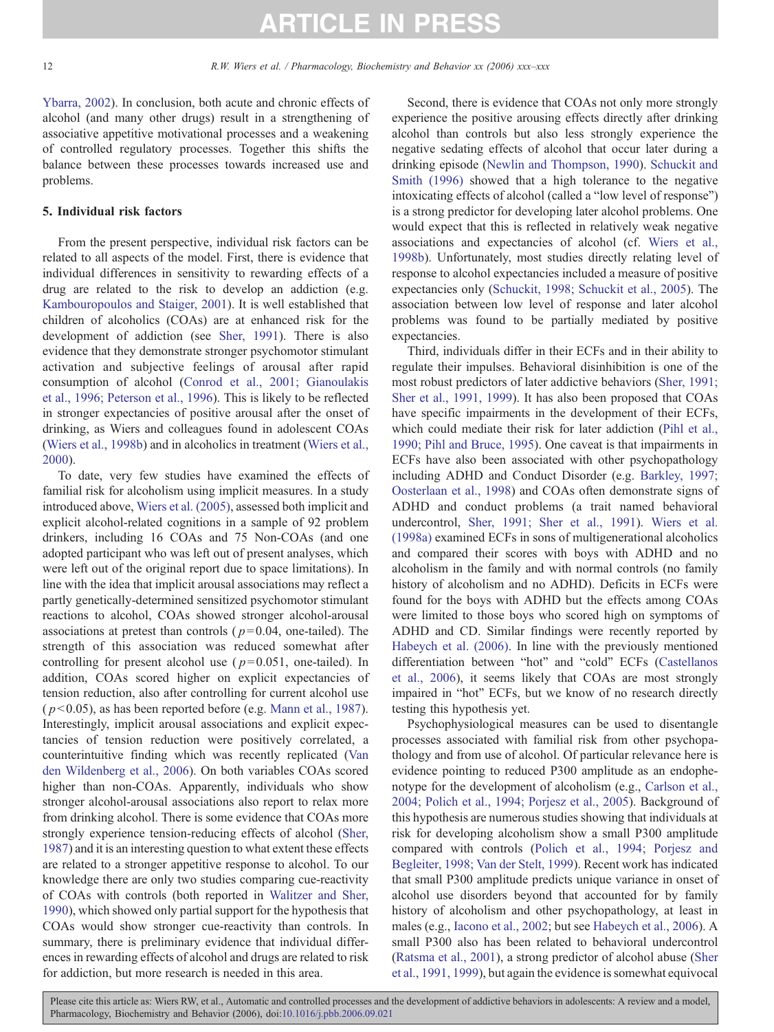Ybarra, 2002). In conclusion, both acute and chronic effects of alcohol (and many other drugs) result in a strengthening of associative appetitive motivational processes and a weakening of controlled regulatory processes. Together this shifts the balance between these processes towards increased use and problems.

## 5. Individual risk factors

From the present perspective, individual risk factors can be related to all aspects of the model. First, there is evidence that individual differences in sensitivity to rewarding effects of a drug are related to the risk to develop an addiction (e.g. Kambouropoulos and Staiger, 2001). It is well established that children of alcoholics (COAs) are at enhanced risk for the development of addiction (see Sher, 1991). There is also evidence that they demonstrate stronger psychomotor stimulant activation and subjective feelings of arousal after rapid consumption of alcohol (Conrod et al., 2001; Gianoulakis et al., 1996; Peterson et al., 1996). This is likely to be reflected in stronger expectancies of positive arousal after the onset of drinking, as Wiers and colleagues found in adolescent COAs (Wiers et al., 1998b) and in alcoholics in treatment (Wiers et al., 2000).

To date, very few studies have examined the effects of familial risk for alcoholism using implicit measures. In a study introduced above, Wiers et al. (2005), assessed both implicit and explicit alcohol-related cognitions in a sample of 92 problem drinkers, including 16 COAs and 75 Non-COAs (and one adopted participant who was left out of present analyses, which were left out of the original report due to space limitations). In line with the idea that implicit arousal associations may reflect a partly genetically-determined sensitized psychomotor stimulant reactions to alcohol, COAs showed stronger alcohol-arousal associations at pretest than controls ($p = 0.04$, one-tailed). The strength of this association was reduced somewhat after controlling for present alcohol use ($p = 0.051$, one-tailed). In addition, COAs scored higher on explicit expectancies of tension reduction, also after controlling for current alcohol use ($p < 0.05$), as has been reported before (e.g. Mann et al., 1987). Interestingly, implicit arousal associations and explicit expectancies of tension reduction were positively correlated, a counterintuitive finding which was recently replicated (Van den Wildenberg et al., 2006). On both variables COAs scored higher than non-COAs. Apparently, individuals who show stronger alcohol-arousal associations also report to relax more from drinking alcohol. There is some evidence that COAs more strongly experience tension-reducing effects of alcohol (Sher, 1987) and it is an interesting question to what extent these effects are related to a stronger appetitive response to alcohol. To our knowledge there are only two studies comparing cue-reactivity of COAs with controls (both reported in Walitzer and Sher, 1990), which showed only partial support for the hypothesis that COAs would show stronger cue-reactivity than controls. In summary, there is preliminary evidence that individual differences in rewarding effects of alcohol and drugs are related to risk for addiction, but more research is needed in this area.

Second, there is evidence that COAs not only more strongly experience the positive arousing effects directly after drinking alcohol than controls but also less strongly experience the negative sedating effects of alcohol that occur later during a drinking episode (Newlin and Thompson, 1990). Schuckit and Smith (1996) showed that a high tolerance to the negative intoxicating effects of alcohol (called a "low level of response") is a strong predictor for developing later alcohol problems. One would expect that this is reflected in relatively weak negative associations and expectancies of alcohol (cf. Wiers et al., 1998b). Unfortunately, most studies directly relating level of response to alcohol expectancies included a measure of positive expectancies only (Schuckit, 1998; Schuckit et al., 2005). The association between low level of response and later alcohol problems was found to be partially mediated by positive expectancies.

Third, individuals differ in their ECFs and in their ability to regulate their impulses. Behavioral disinhibition is one of the most robust predictors of later addictive behaviors (Sher, 1991; Sher et al., 1991, 1999). It has also been proposed that COAs have specific impairments in the development of their ECFs, which could mediate their risk for later addiction (Pihl et al., 1990; Pihl and Bruce, 1995). One caveat is that impairments in ECFs have also been associated with other psychopathology including ADHD and Conduct Disorder (e.g. Barkley, 1997; Oosterlaan et al., 1998) and COAs often demonstrate signs of ADHD and conduct problems (a trait named behavioral undercontrol, Sher, 1991; Sher et al., 1991). Wiers et al. (1998a) examined ECFs in sons of multigenerational alcoholics and compared their scores with boys with ADHD and no alcoholism in the family and with normal controls (no family history of alcoholism and no ADHD). Deficits in ECFs were found for the boys with ADHD but the effects among COAs were limited to those boys who scored high on symptoms of ADHD and CD. Similar findings were recently reported by Habeych et al. (2006). In line with the previously mentioned differentiation between "hot" and "cold" ECFs (Castellanos et al., 2006), it seems likely that COAs are most strongly impaired in "hot" ECFs, but we know of no research directly testing this hypothesis yet.

Psychophysiological measures can be used to disentangle processes associated with familial risk from other psychopathology and from use of alcohol. Of particular relevance here is evidence pointing to reduced P300 amplitude as an endophenotype for the development of alcoholism (e.g., Carlson et al., 2004; Polich et al., 1994; Porjesz et al., 2005). Background of this hypothesis are numerous studies showing that individuals at risk for developing alcoholism show a small P300 amplitude compared with controls (Polich et al., 1994; Porjesz and Begleiter, 1998; Van der Stelt, 1999). Recent work has indicated that small P300 amplitude predicts unique variance in onset of alcohol use disorders beyond that accounted for by family history of alcoholism and other psychopathology, at least in males (e.g., Iacono et al., 2002; but see Habeych et al., 2006). A small P300 also has been related to behavioral undercontrol (Ratsma et al., 2001), a strong predictor of alcohol abuse (Sher et al., 1991, 1999), but again the evidence is somewhat equivocal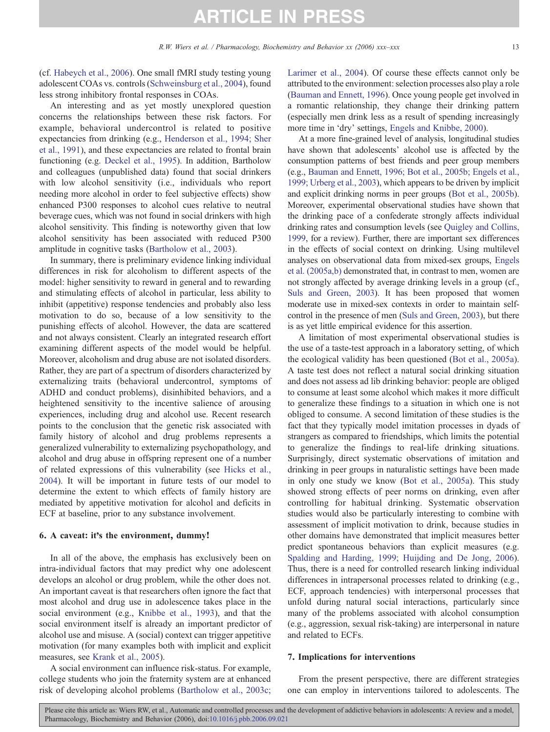(cf. Habeych et al., 2006). One small fMRI study testing young adolescent COAs vs. controls (Schweinsburg et al., 2004), found less strong inhibitory frontal responses in COAs.

An interesting and as yet mostly unexplored question concerns the relationships between these risk factors. For example, behavioral undercontrol is related to positive expectancies from drinking (e.g., Henderson et al., 1994; Sher et al., 1991), and these expectancies are related to frontal brain functioning (e.g. Deckel et al., 1995). In addition, Bartholow and colleagues (unpublished data) found that social drinkers with low alcohol sensitivity (i.e., individuals who report needing more alcohol in order to feel subjective effects) show enhanced P300 responses to alcohol cues relative to neutral beverage cues, which was not found in social drinkers with high alcohol sensitivity. This finding is noteworthy given that low alcohol sensitivity has been associated with reduced P300 amplitude in cognitive tasks (Bartholow et al., 2003).

In summary, there is preliminary evidence linking individual differences in risk for alcoholism to different aspects of the model: higher sensitivity to reward in general and to rewarding and stimulating effects of alcohol in particular, less ability to inhibit (appetitive) response tendencies and probably also less motivation to do so, because of a low sensitivity to the punishing effects of alcohol. However, the data are scattered and not always consistent. Clearly an integrated research effort examining different aspects of the model would be helpful. Moreover, alcoholism and drug abuse are not isolated disorders. Rather, they are part of a spectrum of disorders characterized by externalizing traits (behavioral undercontrol, symptoms of ADHD and conduct problems), disinhibited behaviors, and a heightened sensitivity to the incentive salience of arousing experiences, including drug and alcohol use. Recent research points to the conclusion that the genetic risk associated with family history of alcohol and drug problems represents a generalized vulnerability to externalizing psychopathology, and alcohol and drug abuse in offspring represent one of a number of related expressions of this vulnerability (see Hicks et al., 2004). It will be important in future tests of our model to determine the extent to which effects of family history are mediated by appetitive motivation for alcohol and deficits in ECF at baseline, prior to any substance involvement.

## 6. A caveat: it's the environment, dummy!

In all of the above, the emphasis has exclusively been on intra-individual factors that may predict why one adolescent develops an alcohol or drug problem, while the other does not. An important caveat is that researchers often ignore the fact that most alcohol and drug use in adolescence takes place in the social environment (e.g., Knibbe et al., 1993), and that the social environment itself is already an important predictor of alcohol use and misuse. A (social) context can trigger appetitive motivation (for many examples both with implicit and explicit measures, see Krank et al., 2005).

A social environment can influence risk-status. For example, college students who join the fraternity system are at enhanced risk of developing alcohol problems (Bartholow et al., 2003c; Larimer et al., 2004). Of course these effects cannot only be attributed to the environment: selection processes also play a role (Bauman and Ennett, 1996). Once young people get involved in a romantic relationship, they change their drinking pattern (especially men drink less as a result of spending increasingly more time in 'dry' settings, Engels and Knibbe, 2000).

At a more fine-grained level of analysis, longitudinal studies have shown that adolescents' alcohol use is affected by the consumption patterns of best friends and peer group members (e.g., Bauman and Ennett, 1996; Bot et al., 2005b; Engels et al., 1999; Urberg et al., 2003), which appears to be driven by implicit and explicit drinking norms in peer groups (Bot et al., 2005b). Moreover, experimental observational studies have shown that the drinking pace of a confederate strongly affects individual drinking rates and consumption levels (see Quigley and Collins, 1999, for a review). Further, there are important sex differences in the effects of social context on drinking. Using multilevel analyses on observational data from mixed-sex groups, Engels et al. (2005a,b) demonstrated that, in contrast to men, women are not strongly affected by average drinking levels in a group (cf., Suls and Green, 2003). It has been proposed that women moderate use in mixed-sex contexts in order to maintain self-control in the presence of men (Suls and Green, 2003), but there is as yet little empirical evidence for this assertion.

A limitation of most experimental observational studies is the use of a taste-test approach in a laboratory setting, of which the ecological validity has been questioned (Bot et al., 2005a). A taste test does not reflect a natural social drinking situation and does not assess ad lib drinking behavior: people are obliged to consume at least some alcohol which makes it more difficult to generalize these findings to a situation in which one is not obliged to consume. A second limitation of these studies is the fact that they typically model imitation processes in dyads of strangers as compared to friendships, which limits the potential to generalize the findings to real-life drinking situations. Surprisingly, direct systematic observations of imitation and drinking in peer groups in naturalistic settings have been made in only one study we know (Bot et al., 2005a). This study showed strong effects of peer norms on drinking, even after controlling for habitual drinking. Systematic observation studies would also be particularly interesting to combine with assessment of implicit motivation to drink, because studies in other domains have demonstrated that implicit measures better predict spontaneous behaviors than explicit measures (e.g. Spalding and Harding, 1999; Huijding and De Jong, 2006). Thus, there is a need for controlled research linking individual differences in intrapersonal processes related to drinking (e.g., ECF, approach tendencies) with interpersonal processes that unfold during natural social interactions, particularly since many of the problems associated with alcohol consumption (e.g., aggression, sexual risk-taking) are interpersonal in nature and related to ECFs.

## 7. Implications for interventions

From the present perspective, there are different strategies one can employ in interventions tailored to adolescents. The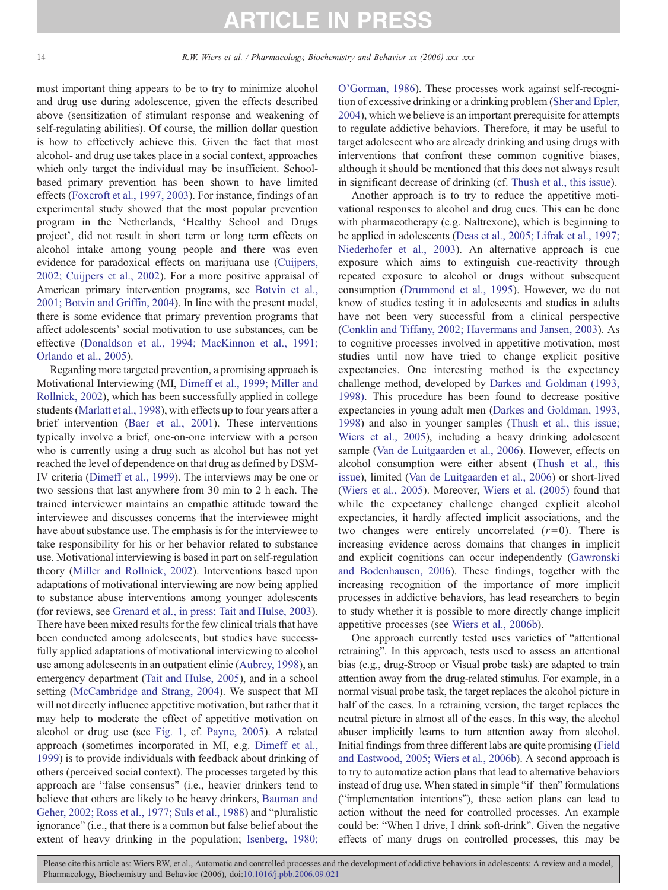most important thing appears to be to try to minimize alcohol and drug use during adolescence, given the effects described above (sensitization of stimulant response and weakening of self-regulating abilities). Of course, the million dollar question is how to effectively achieve this. Given the fact that most alcohol- and drug use takes place in a social context, approaches which only target the individual may be insufficient. School-based primary prevention has been shown to have limited effects (Foxcroft et al., 1997, 2003). For instance, findings of an experimental study showed that the most popular prevention program in the Netherlands, 'Healthy School and Drugs project', did not result in short term or long term effects on alcohol intake among young people and there was even evidence for paradoxical effects on marijuana use (Cuijpers, 2002; Cuijpers et al., 2002). For a more positive appraisal of American primary intervention programs, see Botvin et al., 2001; Botvin and Griffin, 2004). In line with the present model, there is some evidence that primary prevention programs that affect adolescents' social motivation to use substances, can be effective (Donaldson et al., 1994; MacKinnon et al., 1991; Orlando et al., 2005).

Regarding more targeted prevention, a promising approach is Motivational Interviewing (MI, Dimeff et al., 1999; Miller and Rollnick, 2002), which has been successfully applied in college students (Marlatt et al., 1998), with effects up to four years after a brief intervention (Baer et al., 2001). These interventions typically involve a brief, one-on-one interview with a person who is currently using a drug such as alcohol but has not yet reached the level of dependence on that drug as defined by DSM-IV criteria (Dimeff et al., 1999). The interviews may be one or two sessions that last anywhere from 30 min to 2 h each. The trained interviewer maintains an empathic attitude toward the interviewee and discusses concerns that the interviewee might have about substance use. The emphasis is for the interviewee to take responsibility for his or her behavior related to substance use. Motivational interviewing is based in part on self-regulation theory (Miller and Rollnick, 2002). Interventions based upon adaptations of motivational interviewing are now being applied to substance abuse interventions among younger adolescents (for reviews, see Grenard et al., in press; Tait and Hulse, 2003). There have been mixed results for the few clinical trials that have been conducted among adolescents, but studies have successfully applied adaptations of motivational interviewing to alcohol use among adolescents in an outpatient clinic (Aubrey, 1998), an emergency department (Tait and Hulse, 2005), and in a school setting (McCambridge and Strang, 2004). We suspect that MI will not directly influence appetitive motivation, but rather that it may help to moderate the effect of appetitive motivation on alcohol or drug use (see Fig. 1, cf. Payne, 2005). A related approach (sometimes incorporated in MI, e.g. Dimeff et al., 1999) is to provide individuals with feedback about drinking of others (perceived social context). The processes targeted by this approach are "false consensus" (i.e., heavier drinkers tend to believe that others are likely to be heavy drinkers, Bauman and Geher, 2002; Ross et al., 1977; Suls et al., 1988) and "pluralistic ignorance" (i.e., that there is a common but false belief about the extent of heavy drinking in the population; Isenberg, 1980; O'Gorman, 1986). These processes work against self-recognition of excessive drinking or a drinking problem (Sher and Epler, 2004), which we believe is an important prerequisite for attempts to regulate addictive behaviors. Therefore, it may be useful to target adolescent who are already drinking and using drugs with interventions that confront these common cognitive biases, although it should be mentioned that this does not always result in significant decrease of drinking (cf. Thush et al., this issue).

Another approach is to try to reduce the appetitive motivational responses to alcohol and drug cues. This can be done with pharmacotherapy (e.g. Naltrexone), which is beginning to be applied in adolescents (Deas et al., 2005; Lifrak et al., 1997; Niederhofer et al., 2003). An alternative approach is cue exposure which aims to extinguish cue-reactivity through repeated exposure to alcohol or drugs without subsequent consumption (Drummond et al., 1995). However, we do not know of studies testing it in adolescents and studies in adults have not been very successful from a clinical perspective (Conklin and Tiffany, 2002; Havermans and Jansen, 2003). As to cognitive processes involved in appetitive motivation, most studies until now have tried to change explicit positive expectancies. One interesting method is the expectancy challenge method, developed by Darkes and Goldman (1993, 1998). This procedure has been found to decrease positive expectancies in young adult men (Darkes and Goldman, 1993, 1998) and also in younger samples (Thush et al., this issue; Wiers et al., 2005), including a heavy drinking adolescent sample (Van de Luitgaarden et al., 2006). However, effects on alcohol consumption were either absent (Thush et al., this issue), limited (Van de Luitgaarden et al., 2006) or short-lived (Wiers et al., 2005). Moreover, Wiers et al. (2005) found that while the expectancy challenge changed explicit alcohol expectancies, it hardly affected implicit associations, and the two changes were entirely uncorrelated ($r = 0$). There is increasing evidence across domains that changes in implicit and explicit cognitions can occur independently (Gawronski and Bodenhausen, 2006). These findings, together with the increasing recognition of the importance of more implicit processes in addictive behaviors, has lead researchers to begin to study whether it is possible to more directly change implicit appetitive processes (see Wiers et al., 2006b).

One approach currently tested uses varieties of "attentional retraining". In this approach, tests used to assess an attentional bias (e.g., drug-Stroop or Visual probe task) are adapted to train attention away from the drug-related stimulus. For example, in a normal visual probe task, the target replaces the alcohol picture in half of the cases. In a retraining version, the target replaces the neutral picture in almost all of the cases. In this way, the alcohol abuser implicitly learns to turn attention away from alcohol. Initial findings from three different labs are quite promising (Field and Eastwood, 2005; Wiers et al., 2006b). A second approach is to try to automatize action plans that lead to alternative behaviors instead of drug use. When stated in simple "if–then" formulations ("implementation intentions"), these action plans can lead to action without the need for controlled processes. An example could be: "When I drive, I drink soft-drink". Given the negative effects of many drugs on controlled processes, this may be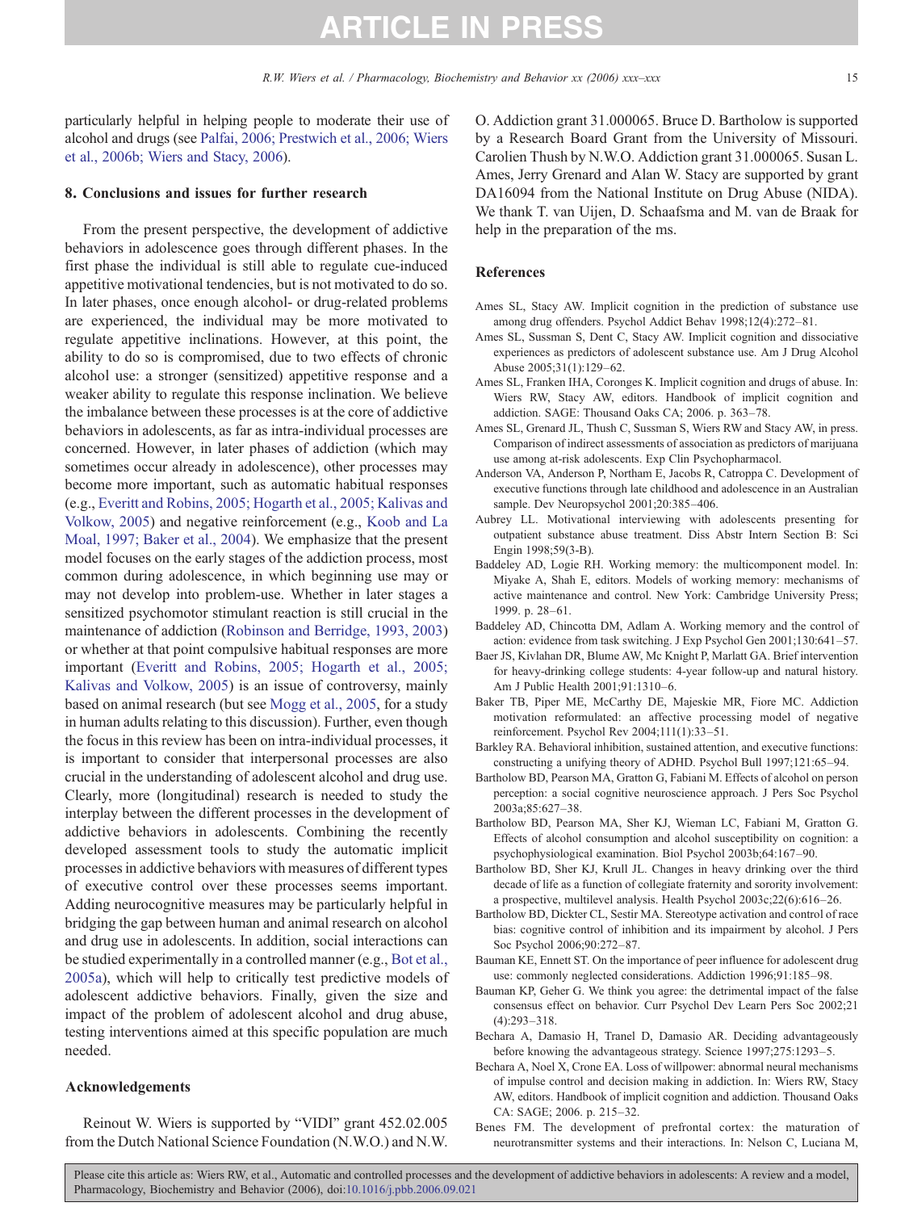particularly helpful in helping people to moderate their use of alcohol and drugs (see Palfai, 2006; Prestwich et al., 2006; Wiers et al., 2006b; Wiers and Stacy, 2006).

## 8. Conclusions and issues for further research

From the present perspective, the development of addictive behaviors in adolescence goes through different phases. In the first phase the individual is still able to regulate cue-induced appetitive motivational tendencies, but is not motivated to do so. In later phases, once enough alcohol- or drug-related problems are experienced, the individual may be more motivated to regulate appetitive inclinations. However, at this point, the ability to do so is compromised, due to two effects of chronic alcohol use: a stronger (sensitized) appetitive response and a weaker ability to regulate this response inclination. We believe the imbalance between these processes is at the core of addictive behaviors in adolescents, as far as intra-individual processes are concerned. However, in later phases of addiction (which may sometimes occur already in adolescence), other processes may become more important, such as automatic habitual responses (e.g., Everitt and Robins, 2005; Hogarth et al., 2005; Kalivas and Volkow, 2005) and negative reinforcement (e.g., Koob and La Moal, 1997; Baker et al., 2004). We emphasize that the present model focuses on the early stages of the addiction process, most common during adolescence, in which beginning use may or may not develop into problem-use. Whether in later stages a sensitized psychomotor stimulant reaction is still crucial in the maintenance of addiction (Robinson and Berridge, 1993, 2003) or whether at that point compulsive habitual responses are more important (Everitt and Robins, 2005; Hogarth et al., 2005; Kalivas and Volkow, 2005) is an issue of controversy, mainly based on animal research (but see Mogg et al., 2005, for a study in human adults relating to this discussion). Further, even though the focus in this review has been on intra-individual processes, it is important to consider that interpersonal processes are also crucial in the understanding of adolescent alcohol and drug use. Clearly, more (longitudinal) research is needed to study the interplay between the different processes in the development of addictive behaviors in adolescents. Combining the recently developed assessment tools to study the automatic implicit processes in addictive behaviors with measures of different types of executive control over these processes seems important. Adding neurocognitive measures may be particularly helpful in bridging the gap between human and animal research on alcohol and drug use in adolescents. In addition, social interactions can be studied experimentally in a controlled manner (e.g., Bot et al., 2005a), which will help to critically test predictive models of adolescent addictive behaviors. Finally, given the size and impact of the problem of adolescent alcohol and drug abuse, testing interventions aimed at this specific population are much needed.

## Acknowledgements

Reinout W. Wiers is supported by "VIDI" grant 452.02.005 from the Dutch National Science Foundation (N.W.O.) and N.W.O. Addiction grant 31.000065. Bruce D. Bartholow is supported by a Research Board Grant from the University of Missouri. Carolien Thush by N.W.O. Addiction grant 31.000065. Susan L. Ames, Jerry Grenard and Alan W. Stacy are supported by grant DA16094 from the National Institute on Drug Abuse (NIDA). We thank T. van Uijen, D. Schaafsma and M. van de Braak for help in the preparation of the ms.

## References

Ames SL, Stacy AW. Implicit cognition in the prediction of substance use among drug offenders. Psychol Addict Behav 1998;12(4):272–81.

Ames SL, Sussman S, Dent C, Stacy AW. Implicit cognition and dissociative experiences as predictors of adolescent substance use. Am J Drug Alcohol Abuse 2005;31(1):129–62.

Ames SL, Franken IHA, Coronges K. Implicit cognition and drugs of abuse. In: Wiers RW, Stacy AW, editors. Handbook of implicit cognition and addiction. SAGE: Thousand Oaks CA; 2006. p. 363–78.

Ames SL, Grenard JL, Thush C, Sussman S, Wiers RW and Stacy AW, in press. Comparison of indirect assessments of association as predictors of marijuana use among at-risk adolescents. Exp Clin Psychopharmacol.

Anderson VA, Anderson P, Northam E, Jacobs R, Catroppa C. Development of executive functions through late childhood and adolescence in an Australian sample. Dev Neuropsychol 2001;20:385–406.

Aubrey LL. Motivational interviewing with adolescents presenting for outpatient substance abuse treatment. Diss Abstr Intern Section B: Sci Engin 1998;59(3-B).

Baddeley AD, Logie RH. Working memory: the multicomponent model. In: Miyake A, Shah E, editors. Models of working memory: mechanisms of active maintenance and control. New York: Cambridge University Press; 1999. p. 28–61.

Baddeley AD, Chincotta DM, Adlam A. Working memory and the control of action: evidence from task switching. J Exp Psychol Gen 2001;130:641–57.

Baer JS, Kivlahan DR, Blume AW, Mc Knight P, Marlatt GA. Brief intervention for heavy-drinking college students: 4-year follow-up and natural history. Am J Public Health 2001;91:1310–6.

Baker TB, Piper ME, McCarthy DE, Majeskie MR, Fiore MC. Addiction motivation reformulated: an affective processing model of negative reinforcement. Psychol Rev 2004;111(1):33–51.

Barkley RA. Behavioral inhibition, sustained attention, and executive functions: constructing a unifying theory of ADHD. Psychol Bull 1997;121:65–94.

Bartholow BD, Pearson MA, Gratton G, Fabiani M. Effects of alcohol on person perception: a social cognitive neuroscience approach. J Pers Soc Psychol 2003a;85:627–38.

Bartholow BD, Pearson MA, Sher KJ, Wieman LC, Fabiani M, Gratton G. Effects of alcohol consumption and alcohol susceptibility on cognition: a psychophysiological examination. Biol Psychol 2003b;64:167–90.

Bartholow BD, Sher KJ, Krull JL. Changes in heavy drinking over the third decade of life as a function of collegiate fraternity and sorority involvement: a prospective, multilevel analysis. Health Psychol 2003c;22(6):616–26.

Bartholow BD, Dickter CL, Sestir MA. Stereotype activation and control of race bias: cognitive control of inhibition and its impairment by alcohol. J Pers Soc Psychol 2006;90:272–87.

Bauman KE, Ennett ST. On the importance of peer influence for adolescent drug use: commonly neglected considerations. Addiction 1996;91:185–98.

Bauman KP, Geher G. We think you agree: the detrimental impact of the false consensus effect on behavior. Curr Psychol Dev Learn Pers Soc 2002;21(4):293–318.

Bechara A, Damasio H, Tranel D, Damasio AR. Deciding advantageously before knowing the advantageous strategy. Science 1997;275:1293–5.

Bechara A, Noel X, Crone EA. Loss of willpower: abnormal neural mechanisms of impulse control and decision making in addiction. In: Wiers RW, Stacy AW, editors. Handbook of implicit cognition and addiction. Thousand Oaks CA: SAGE; 2006. p. 215–32.

Benes FM. The development of prefrontal cortex: the maturation of neurotransmitter systems and their interactions. In: Nelson C, Luciana M,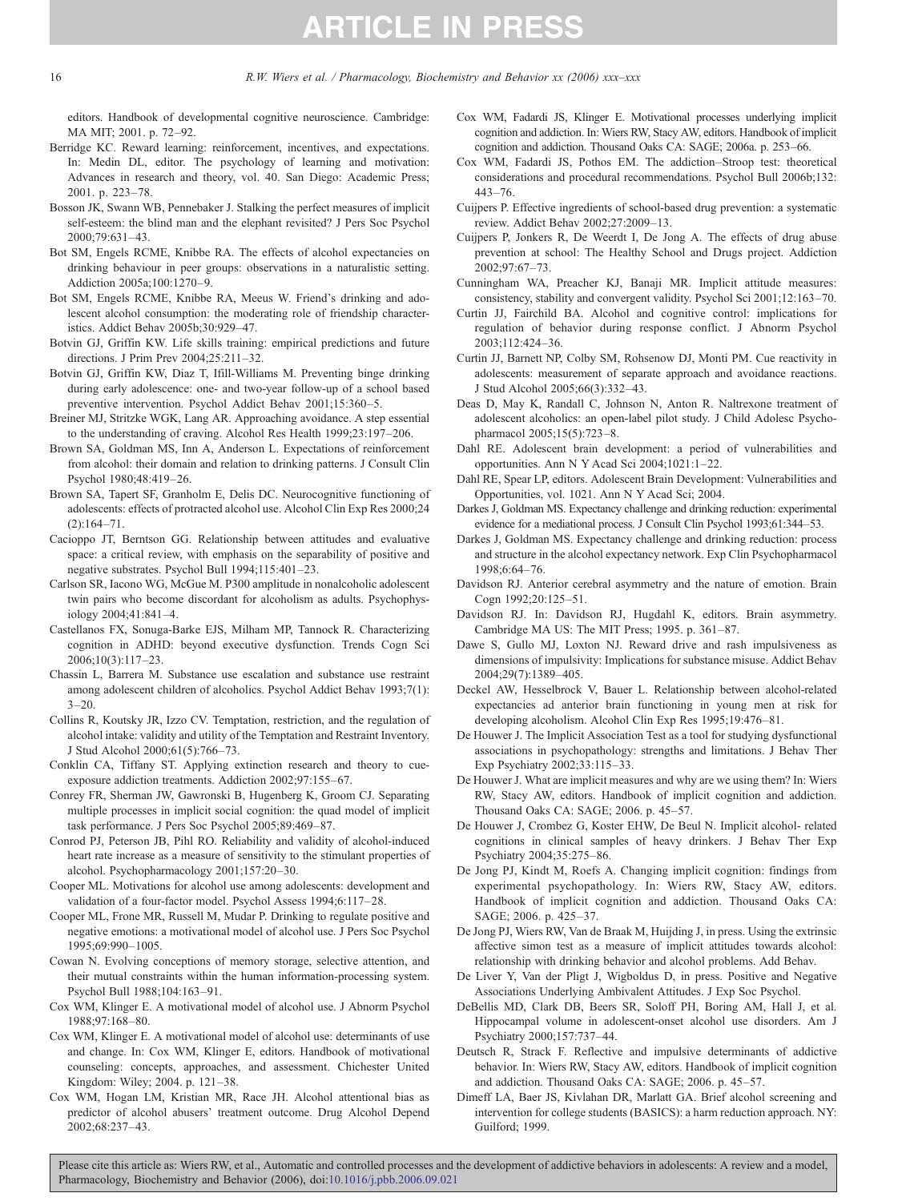editors. Handbook of developmental cognitive neuroscience. Cambridge: MA MIT; 2001. p. 72–92.

Berridge KC. Reward learning: reinforcement, incentives, and expectations. In: Medin DL, editor. The psychology of learning and motivation: Advances in research and theory, vol. 40. San Diego: Academic Press; 2001. p. 223–78.

Bosson JK, Swann WB, Pennebaker J. Stalking the perfect measures of implicit self-esteem: the blind man and the elephant revisited? J Pers Soc Psychol 2000;79:631–43.

Bot SM, Engels RCME, Knibbe RA. The effects of alcohol expectancies on drinking behaviour in peer groups: observations in a naturalistic setting. Addiction 2005a;100:1270–9.

Bot SM, Engels RCME, Knibbe RA, Meeus W. Friend's drinking and adolescent alcohol consumption: the moderating role of friendship characteristics. Addict Behav 2005b;30:929–47.

Botvin GJ, Griffin KW. Life skills training: empirical predictions and future directions. J Prim Prev 2004;25:211–32.

Botvin GJ, Griffin KW, Diaz T, Ifill-Williams M. Preventing binge drinking during early adolescence: one- and two-year follow-up of a school based preventive intervention. Psychol Addict Behav 2001;15:360–5.

Breiner MJ, Stritzke WGK, Lang AR. Approaching avoidance. A step essential to the understanding of craving. Alcohol Res Health 1999;23:197–206.

Brown SA, Goldman MS, Inn A, Anderson L. Expectations of reinforcement from alcohol: their domain and relation to drinking patterns. J Consult Clin Psychol 1980;48:419–26.

Brown SA, Tapert SF, Granholm E, Delis DC. Neurocognitive functioning of adolescents: effects of protracted alcohol use. Alcohol Clin Exp Res 2000;24 (2):164–71.

Cacioppo JT, Berntson GG. Relationship between attitudes and evaluative space: a critical review, with emphasis on the separability of positive and negative substrates. Psychol Bull 1994;115:401–23.

Carlson SR, Iacono WG, McGue M. P300 amplitude in nonalcoholic adolescent twin pairs who become discordant for alcoholism as adults. Psychophysiology 2004;41:841–4.

Castellanos FX, Sonuga-Barke EJS, Milham MP, Tannock R. Characterizing cognition in ADHD: beyond executive dysfunction. Trends Cogn Sci 2006;10(3):117–23.

Chassin L, Barrera M. Substance use escalation and substance use restraint among adolescent children of alcoholics. Psychol Addict Behav 1993;7(1): 3–20.

Collins R, Koutsky JR, Izzo CV. Temptation, restriction, and the regulation of alcohol intake: validity and utility of the Temptation and Restraint Inventory. J Stud Alcohol 2000;61(5):766–73.

Conklin CA, Tiffany ST. Applying extinction research and theory to cue-exposure addiction treatments. Addiction 2002;97:155–67.

Conrey FR, Sherman JW, Gawronski B, Hugenberg K, Groom CJ. Separating multiple processes in implicit social cognition: the quad model of implicit task performance. J Pers Soc Psychol 2005;89:469–87.

Conrod PJ, Peterson JB, Pihl RO. Reliability and validity of alcohol-induced heart rate increase as a measure of sensitivity to the stimulant properties of alcohol. Psychopharmacology 2001;157:20–30.

Cooper ML. Motivations for alcohol use among adolescents: development and validation of a four-factor model. Psychol Assess 1994;6:117–28.

Cooper ML, Frone MR, Russell M, Mudar P. Drinking to regulate positive and negative emotions: a motivational model of alcohol use. J Pers Soc Psychol 1995;69:990–1005.

Cowan N. Evolving conceptions of memory storage, selective attention, and their mutual constraints within the human information-processing system. Psychol Bull 1988;104:163–91.

Cox WM, Klinger E. A motivational model of alcohol use. J Abnorm Psychol 1988;97:168–80.

Cox WM, Klinger E. A motivational model of alcohol use: determinants of use and change. In: Cox WM, Klinger E, editors. Handbook of motivational counseling: concepts, approaches, and assessment. Chichester United Kingdom: Wiley; 2004. p. 121–38.

Cox WM, Hogan LM, Kristian MR, Race JH. Alcohol attentional bias as predictor of alcohol abusers' treatment outcome. Drug Alcohol Depend 2002;68:237–43.

Cox WM, Fadardi JS, Klinger E. Motivational processes underlying implicit cognition and addiction. In: Wiers RW, Stacy AW, editors. Handbook of implicit cognition and addiction. Thousand Oaks CA: SAGE; 2006a. p. 253–66.

Cox WM, Fadardi JS, Pothos EM. The addiction–Stroop test: theoretical considerations and procedural recommendations. Psychol Bull 2006b;132: 443–76.

Cuijpers P. Effective ingredients of school-based drug prevention: a systematic review. Addict Behav 2002;27:2009–13.

Cuijpers P, Jonkers R, De Weerdt I, De Jong A. The effects of drug abuse prevention at school: The Healthy School and Drugs project. Addiction 2002;97:67–73.

Cunningham WA, Preacher KJ, Banaji MR. Implicit attitude measures: consistency, stability and convergent validity. Psychol Sci 2001;12:163–70.

Curtin JJ, Fairchild BA. Alcohol and cognitive control: implications for regulation of behavior during response conflict. J Abnorm Psychol 2003;112:424–36.

Curtin JJ, Barnett NP, Colby SM, Rohsenow DJ, Monti PM. Cue reactivity in adolescents: measurement of separate approach and avoidance reactions. J Stud Alcohol 2005;66(3):332–43.

Deas D, May K, Randall C, Johnson N, Anton R. Naltrexone treatment of adolescent alcoholics: an open-label pilot study. J Child Adolesc Psychopharmacol 2005;15(5):723–8.

Dahl RE. Adolescent brain development: a period of vulnerabilities and opportunities. Ann N Y Acad Sci 2004;1021:1–22.

Dahl RE, Spear LP, editors. Adolescent Brain Development: Vulnerabilities and Opportunities, vol. 1021. Ann N Y Acad Sci; 2004.

Darkes J, Goldman MS. Expectancy challenge and drinking reduction: experimental evidence for a mediational process. J Consult Clin Psychol 1993;61:344–53.

Darkes J, Goldman MS. Expectancy challenge and drinking reduction: process and structure in the alcohol expectancy network. Exp Clin Psychopharmacol 1998;6:64–76.

Davidson RJ. Anterior cerebral asymmetry and the nature of emotion. Brain Cogn 1992;20:125–51.

Davidson RJ. In: Davidson RJ, Hugdahl K, editors. Brain asymmetry. Cambridge MA US: The MIT Press; 1995. p. 361–87.

Dawe S, Gullo MJ, Loxton NJ. Reward drive and rash impulsiveness as dimensions of impulsivity: Implications for substance misuse. Addict Behav 2004;29(7):1389–405.

Deckel AW, Hesselbrock V, Bauer L. Relationship between alcohol-related expectancies ad anterior brain functioning in young men at risk for developing alcoholism. Alcohol Clin Exp Res 1995;19:476–81.

De Houwer J. The Implicit Association Test as a tool for studying dysfunctional associations in psychopathology: strengths and limitations. J Behav Ther Exp Psychiatry 2002;33:115–33.

De Houwer J. What are implicit measures and why are we using them? In: Wiers RW, Stacy AW, editors. Handbook of implicit cognition and addiction. Thousand Oaks CA: SAGE; 2006. p. 45–57.

De Houwer J, Crombez G, Koster EHW, De Beul N. Implicit alcohol- related cognitions in clinical samples of heavy drinkers. J Behav Ther Exp Psychiatry 2004;35:275–86.

De Jong PJ, Kindt M, Roefs A. Changing implicit cognition: findings from experimental psychopathology. In: Wiers RW, Stacy AW, editors. Handbook of implicit cognition and addiction. Thousand Oaks CA: SAGE; 2006. p. 425–37.

De Jong PJ, Wiers RW, Van de Braak M, Huijding J, in press. Using the extrinsic affective simon test as a measure of implicit attitudes towards alcohol: relationship with drinking behavior and alcohol problems. Add Behav.

De Liver Y, Van der Pligt J, Wigboldus D, in press. Positive and Negative Associations Underlying Ambivalent Attitudes. J Exp Soc Psychol.

DeBellis MD, Clark DB, Beers SR, Soloff PH, Boring AM, Hall J, et al. Hippocampal volume in adolescent-onset alcohol use disorders. Am J Psychiatry 2000;157:737–44.

Deutsch R, Strack F. Reflective and impulsive determinants of addictive behavior. In: Wiers RW, Stacy AW, editors. Handbook of implicit cognition and addiction. Thousand Oaks CA: SAGE; 2006. p. 45–57.

Dimeff LA, Baer JS, Kivlahan DR, Marlatt GA. Brief alcohol screening and intervention for college students (BASICS): a harm reduction approach. NY: Guilford; 1999.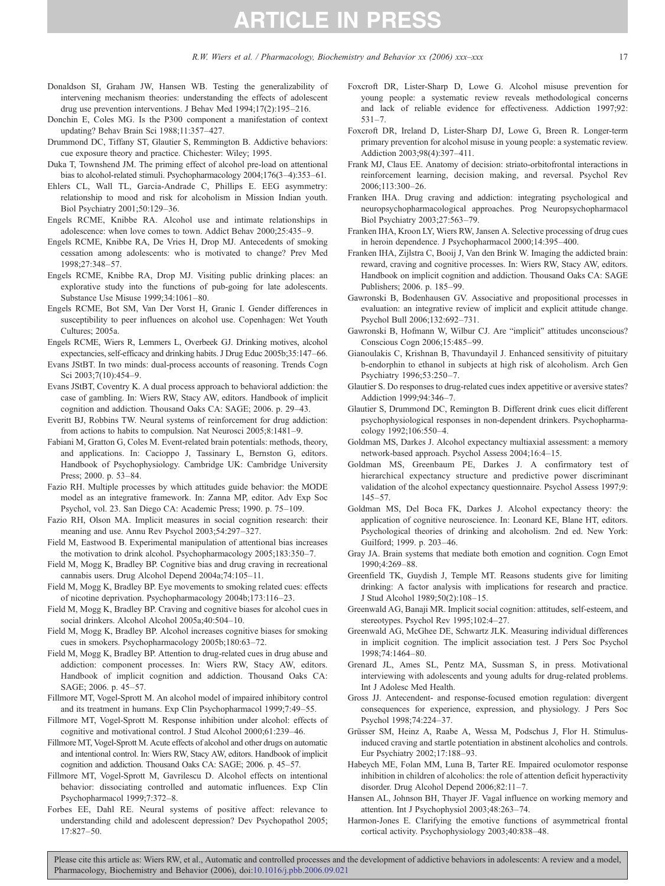Donaldson SI, Graham JW, Hansen WB. Testing the generalizability of intervening mechanism theories: understanding the effects of adolescent drug use prevention interventions. J Behav Med 1994;17(2):195–216.

Donchin E, Coles MG. Is the P300 component a manifestation of context updating? Behav Brain Sci 1988;11:357–427.

Drummond DC, Tiffany ST, Glautier S, Remmington B. Addictive behaviors: cue exposure theory and practice. Chichester: Wiley; 1995.

Duka T, Townshend JM. The priming effect of alcohol pre-load on attentional bias to alcohol-related stimuli. Psychopharmacology 2004;176(3–4):353–61.

Ehlers CL, Wall TL, Garcia-Andrade C, Phillips E. EEG asymmetry: relationship to mood and risk for alcoholism in Mission Indian youth. Biol Psychiatry 2001;50:129–36.

Engels RCME, Knibbe RA. Alcohol use and intimate relationships in adolescence: when love comes to town. Addict Behav 2000;25:435–9.

Engels RCME, Knibbe RA, De Vries H, Drop MJ. Antecedents of smoking cessation among adolescents: who is motivated to change? Prev Med 1998;27:348–57.

Engels RCME, Knibbe RA, Drop MJ. Visiting public drinking places: an explorative study into the functions of pub-going for late adolescents. Substance Use Misuse 1999;34:1061–80.

Engels RCME, Bot SM, Van Der Vorst H, Granic I. Gender differences in susceptibility to peer influences on alcohol use. Copenhagen: Wet Youth Cultures; 2005a.

Engels RCME, Wiers R, Lemmers L, Overbeek GJ. Drinking motives, alcohol expectancies, self-efficacy and drinking habits. J Drug Educ 2005b;35:147–66.

Evans JStBT. In two minds: dual-process accounts of reasoning. Trends Cogn Sci 2003;7(10):454–9.

Evans JStBT, Coventry K. A dual process approach to behavioral addiction: the case of gambling. In: Wiers RW, Stacy AW, editors. Handbook of implicit cognition and addiction. Thousand Oaks CA: SAGE; 2006. p. 29–43.

Everitt BJ, Robbins TW. Neural systems of reinforcement for drug addiction: from actions to habits to compulsion. Nat Neurosci 2005;8:1481–9.

Fabiani M, Gratton G, Coles M. Event-related brain potentials: methods, theory, and applications. In: Cacioppo J, Tassinary L, Bernston G, editors. Handbook of Psychophysiology. Cambridge UK: Cambridge University Press; 2000. p. 53–84.

Fazio RH. Multiple processes by which attitudes guide behavior: the MODE model as an integrative framework. In: Zanna MP, editor. Adv Exp Soc Psychol, vol. 23. San Diego CA: Academic Press; 1990. p. 75–109.

Fazio RH, Olson MA. Implicit measures in social cognition research: their meaning and use. Annu Rev Psychol 2003;54:297–327.

Field M, Eastwood B. Experimental manipulation of attentional bias increases the motivation to drink alcohol. Psychopharmacology 2005;183:350–7.

Field M, Mogg K, Bradley BP. Cognitive bias and drug craving in recreational cannabis users. Drug Alcohol Depend 2004a;74:105–11.

Field M, Mogg K, Bradley BP. Eye movements to smoking related cues: effects of nicotine deprivation. Psychopharmacology 2004b;173:116–23.

Field M, Mogg K, Bradley BP. Craving and cognitive biases for alcohol cues in social drinkers. Alcohol Alcohol 2005a;40:504–10.

Field M, Mogg K, Bradley BP. Alcohol increases cognitive biases for smoking cues in smokers. Psychopharmacology 2005b;180:63–72.

Field M, Mogg K, Bradley BP. Attention to drug-related cues in drug abuse and addiction: component processes. In: Wiers RW, Stacy AW, editors. Handbook of implicit cognition and addiction. Thousand Oaks CA: SAGE; 2006. p. 45–57.

Fillmore MT, Vogel-Sprott M. An alcohol model of impaired inhibitory control and its treatment in humans. Exp Clin Psychopharmacol 1999;7:49–55.

Fillmore MT, Vogel-Sprott M. Response inhibition under alcohol: effects of cognitive and motivational control. J Stud Alcohol 2000;61:239–46.

Fillmore MT, Vogel-Sprott M. Acute effects of alcohol and other drugs on automatic and intentional control. In: Wiers RW, Stacy AW, editors. Handbook of implicit cognition and addiction. Thousand Oaks CA: SAGE; 2006. p. 45–57.

Fillmore MT, Vogel-Sprott M, Gavrilescu D. Alcohol effects on intentional behavior: dissociating controlled and automatic influences. Exp Clin Psychopharmacol 1999;7:372–8.

Forbes EE, Dahl RE. Neural systems of positive affect: relevance to understanding child and adolescent depression? Dev Psychopathol 2005; 17:827–50.

Foxcroft DR, Lister-Sharp D, Lowe G. Alcohol misuse prevention for young people: a systematic review reveals methodological concerns and lack of reliable evidence for effectiveness. Addiction 1997;92: 531–7.

Foxcroft DR, Ireland D, Lister-Sharp DJ, Lowe G, Breen R. Longer-term primary prevention for alcohol misuse in young people: a systematic review. Addiction 2003;98(4):397–411.

Frank MJ, Claus EE. Anatomy of decision: striato-orbitofrontal interactions in reinforcement learning, decision making, and reversal. Psychol Rev 2006;113:300–26.

Franken IHA. Drug craving and addiction: integrating psychological and neuropsychopharmacological approaches. Prog Neuropsychopharmacol Biol Psychiatry 2003;27:563–79.

Franken IHA, Kroon LY, Wiers RW, Jansen A. Selective processing of drug cues in heroin dependence. J Psychopharmacol 2000;14:395–400.

Franken IHA, Zijlstra C, Booij J, Van den Brink W. Imaging the addicted brain: reward, craving and cognitive processes. In: Wiers RW, Stacy AW, editors. Handbook on implicit cognition and addiction. Thousand Oaks CA: SAGE Publishers; 2006. p. 185–99.

Gawronski B, Bodenhausen GV. Associative and propositional processes in evaluation: an integrative review of implicit and explicit attitude change. Psychol Bull 2006;132:692–731.

Gawronski B, Hofmann W, Wilbur CJ. Are "implicit" attitudes unconscious? Conscious Cogn 2006;15:485–99.

Gianoulakis C, Krishnan B, Thavundayil J. Enhanced sensitivity of pituitary b-endorphin to ethanol in subjects at high risk of alcoholism. Arch Gen Psychiatry 1996;53:250–7.

Glautier S. Do responses to drug-related cues index appetitive or aversive states? Addiction 1999;94:346–7.

Glautier S, Drummond DC, Remington B. Different drink cues elicit different psychophysiological responses in non-dependent drinkers. Psychopharmacology 1992;106:550–4.

Goldman MS, Darkes J. Alcohol expectancy multiaxial assessment: a memory network-based approach. Psychol Assess 2004;16:4–15.

Goldman MS, Greenbaum PE, Darkes J. A confirmatory test of hierarchical expectancy structure and predictive power discriminant validation of the alcohol expectancy questionnaire. Psychol Assess 1997;9: 145–57.

Goldman MS, Del Boca FK, Darkes J. Alcohol expectancy theory: the application of cognitive neuroscience. In: Leonard KE, Blane HT, editors. Psychological theories of drinking and alcoholism. 2nd ed. New York: Guilford; 1999. p. 203–46.

Gray JA. Brain systems that mediate both emotion and cognition. Cogn Emot 1990;4:269–88.

Greenfield TK, Guydish J, Temple MT. Reasons students give for limiting drinking: A factor analysis with implications for research and practice. J Stud Alcohol 1989;50(2):108–15.

Greenwald AG, Banaji MR. Implicit social cognition: attitudes, self-esteem, and stereotypes. Psychol Rev 1995;102:4–27.

Greenwald AG, McGhee DE, Schwartz JLK. Measuring individual differences in implicit cognition. The implicit association test. J Pers Soc Psychol 1998;74:1464–80.

Grenard JL, Ames SL, Pentz MA, Sussman S, in press. Motivational interviewing with adolescents and young adults for drug-related problems. Int J Adolesc Med Health.

Gross JJ. Antecedent- and response-focused emotion regulation: divergent consequences for experience, expression, and physiology. J Pers Soc Psychol 1998;74:224–37.

Grüsser SM, Heinz A, Raabe A, Wessa M, Podschus J, Flor H. Stimulus-induced craving and startle potentiation in abstinent alcoholics and controls. Eur Psychiatry 2002;17:188–93.

Habeych ME, Folan MM, Luna B, Tarter RE. Impaired oculomotor response inhibition in children of alcoholics: the role of attention deficit hyperactivity disorder. Drug Alcohol Depend 2006;82:11–7.

Hansen AL, Johnson BH, Thayer JF. Vagal influence on working memory and attention. Int J Psychophysiol 2003;48:263–74.

Harmon-Jones E. Clarifying the emotive functions of asymmetrical frontal cortical activity. Psychophysiology 2003;40:838–48.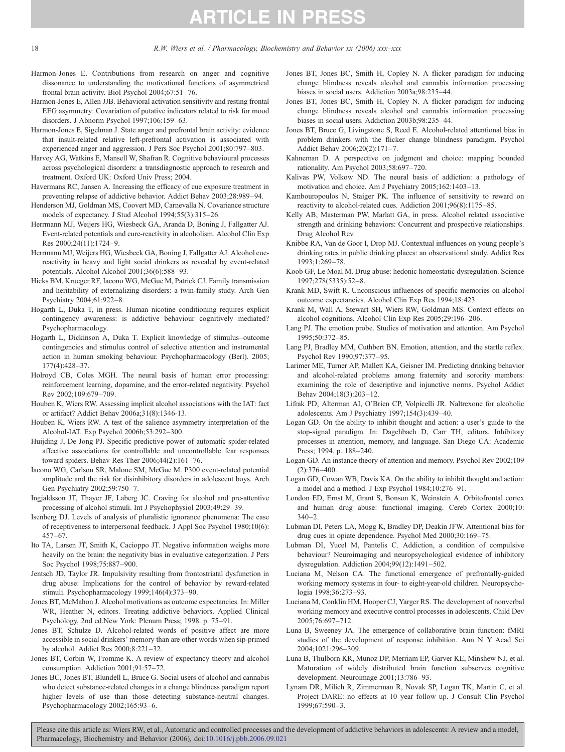Harmon-Jones E. Contributions from research on anger and cognitive dissonance to understanding the motivational functions of asymmetrical frontal brain activity. Biol Psychol 2004;67:51–76.

Harmon-Jones E, Allen JJB. Behavioral activation sensitivity and resting frontal EEG asymmetry: Covariation of putative indicators related to risk for mood disorders. J Abnorm Psychol 1997;106:159–63.

Harmon-Jones E, Sigelman J. State anger and prefrontal brain activity: evidence that insult-related relative left-prefrontal activation is associated with experienced anger and aggression. J Pers Soc Psychol 2001;80:797–803.

Harvey AG, Watkins E, Mansell W, Shafran R. Cognitive behavioural processes across psychological disorders: a transdiagnostic approach to research and treatment. Oxford UK: Oxford Univ Press; 2004.

Havermans RC, Jansen A. Increasing the efficacy of cue exposure treatment in preventing relapse of addictive behavior. Addict Behav 2003;28:989–94.

Henderson MJ, Goldman MS, Coovert MD, Carnevalla N. Covariance structure models of expectancy. J Stud Alcohol 1994;55(3):315–26.

Herrmann MJ, Weijers HG, Wiesbeck GA, Aranda D, Boning J, Fallgatter AJ. Event-related potentials and cure-reactivity in alcoholism. Alcohol Clin Exp Res 2000;24(11):1724–9.

Herrmann MJ, Weijers HG, Wiesbeck GA, Boning J, Fallgatter AJ. Alcohol cue-reactivity in heavy and light social drinkers as revealed by event-related potentials. Alcohol Alcohol 2001;36(6):588–93.

Hicks BM, Krueger RF, Iacono WG, McGue M, Patrick CJ. Family transmission and heritability of externalizing disorders: a twin-family study. Arch Gen Psychiatry 2004;61:922–8.

Hogarth L, Duka T, in press. Human nicotine conditioning requires explicit contingency awareness: is addictive behaviour cognitively mediated? Psychopharmacology.

Hogarth L, Dickinson A, Duka T. Explicit knowledge of stimulus–outcome contingencies and stimulus control of selective attention and instrumental action in human smoking behaviour. Psychopharmacology (Berl). 2005; 177(4):428–37.

Holroyd CB, Coles MGH. The neural basis of human error processing: reinforcement learning, dopamine, and the error-related negativity. Psychol Rev 2002;109:679–709.

Houben K, Wiers RW. Assessing implicit alcohol associations with the IAT: fact or artifact? Addict Behav 2006a;31(8):1346-13.

Houben K, Wiers RW. A test of the salience asymmetry interpretation of the Alcohol-IAT. Exp Psychol 2006b;53:292–300.

Huijding J, De Jong PJ. Specific predictive power of automatic spider-related affective associations for controllable and uncontrollable fear responses toward spiders. Behav Res Ther 2006;44(2):161–76.

Iacono WG, Carlson SR, Malone SM, McGue M. P300 event-related potential amplitude and the risk for disinhibitory disorders in adolescent boys. Arch Gen Psychiatry 2002;59:750–7.

Ingjaldsson JT, Thayer JF, Laberg JC. Craving for alcohol and pre-attentive processing of alcohol stimuli. Int J Psychophysiol 2003;49:29–39.

Isenberg DJ. Levels of analysis of pluralistic ignorance phenomena: The case of receptiveness to interpersonal feedback. J Appl Soc Psychol 1980;10(6): 457–67.

Ito TA, Larsen JT, Smith K, Cacioppo JT. Negative information weighs more heavily on the brain: the negativity bias in evaluative categorization. J Pers Soc Psychol 1998;75:887–900.

Jentsch JD, Taylor JR. Impulsivity resulting from frontostriatal dysfunction in drug abuse: Implications for the control of behavior by reward-related stimuli. Psychopharmacology 1999;146(4):373–90.

Jones BT, McMahon J. Alcohol motivations as outcome expectancies. In: Miller WR, Heather N, editors. Treating addictive behaviors. Applied Clinical Psychology, 2nd ed.New York: Plenum Press; 1998. p. 75–91.

Jones BT, Schulze D. Alcohol-related words of positive affect are more accessible in social drinkers' memory than are other words when sip-primed by alcohol. Addict Res 2000;8:221–32.

Jones BT, Corbin W, Fromme K. A review of expectancy theory and alcohol consumption. Addiction 2001;91:57–72.

Jones BC, Jones BT, Blundell L, Bruce G. Social users of alcohol and cannabis who detect substance-related changes in a change blindness paradigm report higher levels of use than those detecting substance-neutral changes. Psychopharmacology 2002;165:93–6.

Jones BT, Jones BC, Smith H, Copley N. A flicker paradigm for inducing change blindness reveals alcohol and cannabis information processing biases in social users. Addiction 2003a;98:235–44.

Jones BT, Jones BC, Smith H, Copley N. A flicker paradigm for inducing change blindness reveals alcohol and cannabis information processing biases in social users. Addiction 2003b;98:235–44.

Jones BT, Bruce G, Livingstone S, Reed E. Alcohol-related attentional bias in problem drinkers with the flicker change blindness paradigm. Psychol Addict Behav 2006;20(2):171–7.

Kahneman D. A perspective on judgment and choice: mapping bounded rationality. Am Psychol 2003;58:697–720.

Kalivas PW, Volkow ND. The neural basis of addiction: a pathology of motivation and choice. Am J Psychiatry 2005;162:1403–13.

Kambouropoulos N, Staiger PK. The influence of sensitivity to reward on reactivity to alcohol-related cues. Addiction 2001;96(8):1175–85.

Kelly AB, Masterman PW, Marlatt GA, in press. Alcohol related associative strength and drinking behaviors: Concurrent and prospective relationships. Drug Alcohol Rev.

Knibbe RA, Van de Goor I, Drop MJ. Contextual influences on young people's drinking rates in public drinking places: an observational study. Addict Res 1993;1:269–78.

Koob GF, Le Moal M. Drug abuse: hedonic homeostatic dysregulation. Science 1997;278(5335):52–8.

Krank MD, Swift R. Unconscious influences of specific memories on alcohol outcome expectancies. Alcohol Clin Exp Res 1994;18:423.

Krank M, Wall A, Stewart SH, Wiers RW, Goldman MS. Context effects on alcohol cognitions. Alcohol Clin Exp Res 2005;29:196–206.

Lang PJ. The emotion probe. Studies of motivation and attention. Am Psychol 1995;50:372–85.

Lang PJ, Bradley MM, Cuthbert BN. Emotion, attention, and the startle reflex. Psychol Rev 1990;97:377–95.

Larimer ME, Turner AP, Mallett KA, Geisner IM. Predicting drinking behavior and alcohol-related problems among fraternity and sorority members: examining the role of descriptive and injunctive norms. Psychol Addict Behav 2004;18(3):203–12.

Lifrak PD, Alterman AI, O'Brien CP, Volpicelli JR. Naltrexone for alcoholic adolescents. Am J Psychiatry 1997;154(3):439–40.

Logan GD. On the ability to inhibit thought and action: a user's guide to the stop-signal paradigm. In: Dagehbach D, Carr TH, editors. Inhibitory processes in attention, memory, and language. San Diego CA: Academic Press; 1994. p. 188–240.

Logan GD. An instance theory of attention and memory. Psychol Rev 2002;109 (2):376–400.

Logan GD, Cowan WB, Davis KA. On the ability to inhibit thought and action: a model and a method. J Exp Psychol 1984;10:276–91.

London ED, Ernst M, Grant S, Bonson K, Weinstein A. Orbitofrontal cortex and human drug abuse: functional imaging. Cereb Cortex 2000;10: 340–2.

Lubman DI, Peters LA, Mogg K, Bradley DP, Deakin JFW. Attentional bias for drug cues in opiate dependence. Psychol Med 2000;30:169–75.

Lubman DI, Yucel M, Pantelis C. Addiction, a condition of compulsive behaviour? Neuroimaging and neuropsychological evidence of inhibitory dysregulation. Addiction 2004;99(12):1491–502.

Luciana M, Nelson CA. The functional emergence of prefrontally-guided working memory systems in four- to eight-year-old children. Neuropsychologia 1998;36:273–93.

Luciana M, Conklin HM, Hooper CJ, Yarger RS. The development of nonverbal working memory and executive control processes in adolescents. Child Dev 2005;76:697–712.

Luna B, Sweeney JA. The emergence of collaborative brain function: fMRI studies of the development of response inhibition. Ann N Y Acad Sci 2004;1021:296–309.

Luna B, Thulborn KR, Munoz DP, Merriam EP, Garver KE, Minshew NJ, et al. Maturation of widely distributed brain function subserves cognitive development. Neuroimage 2001;13:786–93.

Lynam DR, Milich R, Zimmerman R, Novak SP, Logan TK, Martin C, et al. Project DARE: no effects at 10 year follow up. J Consult Clin Psychol 1999;67:590–3.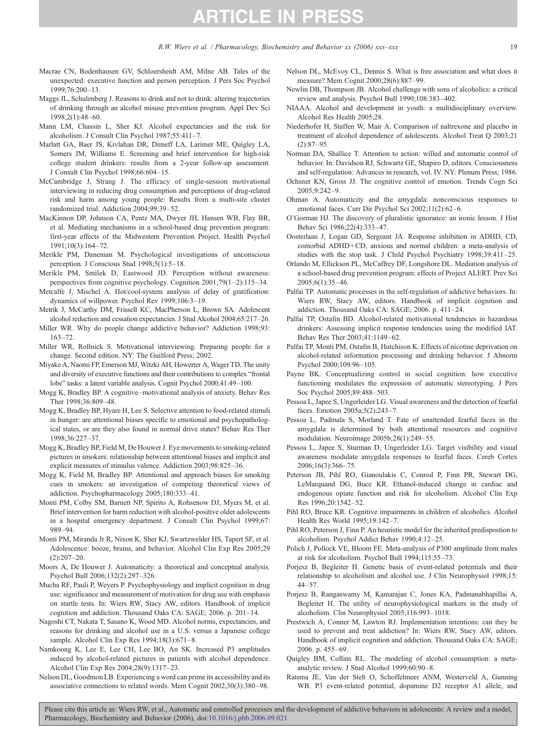Macrae CN, Bodenhausen GV, Schloersheidt AM, Milne AB. Tales of the unexpected: executive function and person perception. J Pers Soc Psychol 1999;76:200–13.

Maggs JL, Schulenberg J. Reasons to drink and not to drink: altering trajectories of drinking through an alcohol misuse prevention program. Appl Dev Sci 1998;2(1):48–60.

Mann LM, Chassin L, Sher KJ. Alcohol expectancies and the risk for alcoholism. J Consult Clin Psychol 1987;55:411–7.

Marlatt GA, Baer JS, Kivlahan DR, Dimeff LA, Larimer ME, Quigley LA, Somers JM, Williams E. Screening and brief intervention for high-risk college student drinkers: results from a 2-year follow-up assessment. J Consult Clin Psychol 1998;66:604–15.

McCambridge J, Strang J. The efficacy of single-session motivational interviewing in reducing drug consumption and perceptions of drug-related risk and harm among young people: Results from a multi-site cluster randomized trial. Addiction 2004;99:39–52.

MacKinnon DP, Johnson CA, Pentz MA, Dwyer JH, Hansen WB, Flay BR, et al. Mediating mechanisms in a school-based drug prevention program: first-year effects of the Midwestern Prevention Project. Health Psychol 1991;10(3):164–72.

Merikle PM, Daneman M. Psychological investigations of unconscious perception. J Conscious Stud 1998;5(1):5–18.

Merikle PM, Smilek D, Eastwood JD. Perception without awareness: perspectives from cognitive psychology. Cognition 2001;79(1–2):115–34.

Metcalfe J, Mischel A. Hot/cool-system analysis of delay of gratification: dynamics of willpower. Psychol Rev 1999;106:3–19.

Metrik J, McCarthy DM, Frissell KC, MacPherson L, Brown SA. Adolescent alcohol reduction and cessation expectancies. J Stud Alcohol 2004;65:217–26.

Miller WR. Why do people change addictive behavior? Addiction 1998;93: 163–72.

Miller WR, Rollnick S. Motivational interviewing. Preparing people for a change. Second edition. NY: The Guilford Press; 2002.

Miyake A, Naomi FP, Emerson MJ, Witzki AH, Howerter A, Wager TD. The unity and diversity of executive functions and their contributions to complex "frontal lobe" tasks: a latent variable analysis. Cognit Psychol 2000;41:49–100.

Mogg K, Bradley BP. A cognitive–motivational analysis of anxiety. Behav Res Ther 1998;36:809–48.

Mogg K, Bradley BP, Hyare H, Lee S. Selective attention to food-related stimuli in hunger: are attentional biases specific to emotional and psychopathological states, or are they also found in normal drive states? Behav Res Ther 1998;36:227–37.

Mogg K, Bradley BP, Field M, De Houwer J. Eye movements to smoking-related pictures in smokers: relationship between attentional biases and implicit and explicit measures of stimulus valence. Addiction 2003;98:825–36.

Mogg K, Field M, Bradley BP. Attentional and approach biases for smoking cues in smokers: an investigation of competing theoretical views of addiction. Psychopharmacology 2005;180:333–41.

Monti PM, Colby SM, Barnett NP, Spirito A, Rohsenow DJ, Myers M, et al. Brief intervention for harm reduction with alcohol-positive older adolescents in a hospital emergency department. J Consult Clin Psychol 1999;67: 989–94.

Monti PM, Miranda Jr R, Nixon K, Sher KJ, Swartzwelder HS, Tapert SF, et al. Adolescence: booze, brains, and behavior. Alcohol Clin Exp Res 2005;29 (2):207–20.

Moors A, De Houwer J. Automaticity: a theoretical and conceptual analysis. Psychol Bull 2006;132(2):297–326.

Mucha RF, Pauli P, Weyers P. Psychophysiology and implicit cognition in drug use: significance and measurement of motivation for drug use with emphasis on startle tests. In: Wiers RW, Stacy AW, editors. Handbook of implicit cognition and addiction. Thousand Oaks CA: SAGE; 2006. p. 201–14.

Nagoshi CT, Nakata T, Sasano K, Wood MD. Alcohol norms, expectancies, and reasons for drinking and alcohol use in a U.S. versus a Japanese college sample. Alcohol Clin Exp Res 1994;18(3):671–8.

Namkoong K, Lee E, Lee CH, Lee BO, An SK. Increased P3 amplitudes induced by alcohol-related pictures in patients with alcohol dependence. Alcohol Clin Exp Res 2004;28(9):1317–23.

Nelson DL, Goodmon LB. Experiencing a word can prime its accessibility and its associative connections to related words. Mem Cognit 2002;30(3):380–98.

Nelson DL, McEvoy CL, Dennis S. What is free association and what does it measure? Mem Cognit 2000;28(6):887–99.

Newlin DB, Thompson JB. Alcohol challenge with sons of alcoholics: a critical review and analysis. Psychol Bull 1990;108:383–402.

NIAAA. Alcohol and development in youth: a multidisciplinary overview. Alcohol Res Health 2005;28.

Niederhofer H, Staffen W, Mair A. Comparison of naltrexone and placebo in treatment of alcohol dependence of adolescents. Alcohol Treat Q 2003;21 (2):87–95.

Norman DA, Shallice T. Attention to action: willed and automatic control of behavior. In: Davidson RJ, Schwartz GE, Shapiro D, editors. Consciousness and self-regulation: Advances in research, vol. IV. NY: Plenum Press; 1986.

Ochsner KN, Gross JJ. The cognitive control of emotion. Trends Cogn Sci 2005;9:242–9.

Ohman A. Automaticity and the amygdala: nonconscious responses to emotional faces. Curr Dir Psychol Sci 2002;11(2):62–6.

O'Gorman HJ. The discovery of pluralistic ignorance: an ironic lesson. J Hist Behav Sci 1986;22(4):333–47.

Oosterlaan J, Logan GD, Sergeant JA. Response inhibition in ADHD, CD, comorbid ADHD+CD, anxious and normal children: a meta-analysis of studies with the stop task. J Child Psychol Psychiatry 1998;39:411–25.

Orlando M, Ellickson PL, McCaffrey DF, Longshore DL. Mediation analysis of a school-based drug prevention program: effects of Project ALERT. Prev Sci 2005;6(1):35–46.

Palfai TP. Automatic processes in the self-regulation of addictive behaviors. In: Wiers RW, Stacy AW, editors. Handbook of implicit cognition and addiction. Thousand Oaks CA: SAGE; 2006. p. 411–24.

Palfai TP, Ostafin BD. Alcohol-related motivational tendencies in hazardous drinkers: Assessing implicit response tendencies using the modified IAT. Behav Res Ther 2003;41:1149–62.

Palfai TP, Monti PM, Ostafin B, Hutchison K. Effects of nicotine deprivation on alcohol-related information processing and drinking behavior. J Abnorm Psychol 2000;109:96–105.

Payne BK. Conceptualizing control in social cognition: how executive functioning modulates the expression of automatic stereotyping. J Pers Soc Psychol 2005;89:488–503.

Pessoa L, Japee S, Ungerleider LG. Visual awareness and the detection of fearful faces. Emotion 2005a;5(2):243–7.

Pessoa L, Padmala S, Morland T. Fate of unattended fearful faces in the amygdala is determined by both attentional resources and cognitive modulation. Neuroimage 2005b;28(1):249–55.

Pessoa L, Japee S, Sturman D, Ungerleider LG. Target visibility and visual awareness modulate amygdala responses to fearful faces. Cereb Cortex 2006;16(3):366–75.

Peterson JB, Pihl RO, Gianoulakis C, Conrod P, Finn PR, Stewart DG, LeMarquand DG, Buce KR. Ethanol-induced change in cardiac and endogenous opiate function and risk for alcoholism. Alcohol Clin Exp Res 1996;20:1542–52.

Pihl RO, Bruce KR. Cognitive impairments in children of alcoholics. Alcohol Health Res World 1995;19:142–7.

Pihl RO, Peterson J, Finn P. An heuristic model for the inherited predispostion to alcoholism. Psychol Addict Behav 1990;4:12–25.

Polich J, Pollock VE, Bloom FE. Meta-analysis of P300 amplitude from males at risk for alcoholism. Psychol Bull 1994;115:55–73.

Porjesz B, Begleiter H. Genetic basis of event-related potentials and their relationship to alcoholism and alcohol use. J Clin Neurophysiol 1998;15: 44–57.

Porjesz B, Rangaswamy M, Kamarajan C, Jones KA, Padmanabhapillai A, Begleiter H. The utility of neurophysiological markers in the study of alcoholism. Clin Neurophysiol 2005;116:993–1018.

Prestwich A, Conner M, Lawton RJ. Implementation intentions: can they be used to prevent and treat addiction? In: Wiers RW, Stacy AW, editors. Handbook of implicit cognition and addiction. Thousand Oaks CA: SAGE; 2006. p. 455–69.

Quigley BM, Collins RL. The modeling of alcohol consumption: a meta-analytic review. J Stud Alcohol 1999;60:90–8.

Ratsma JE, Van der Stelt O, Schoffelmeer ANM, Westerveld A, Gunning WB. P3 event-related potential, dopamine D2 receptor A1 allele, and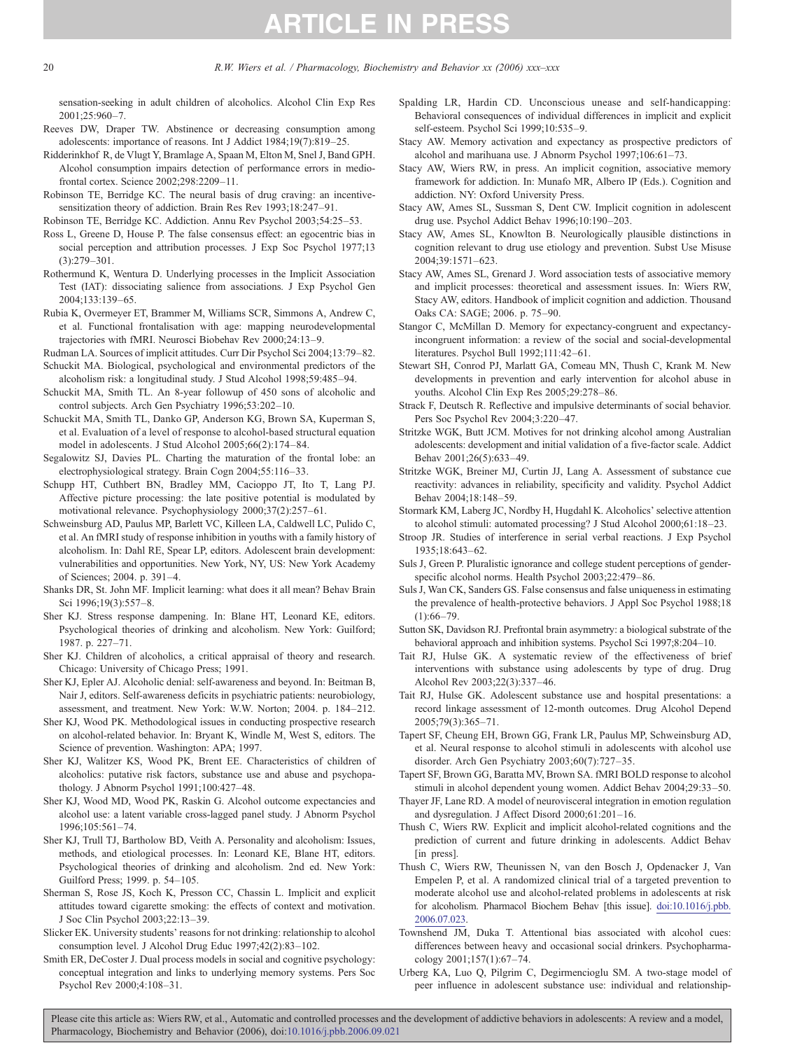sensation-seeking in adult children of alcoholics. Alcohol Clin Exp Res 2001;25:960–7.

Reeves DW, Draper TW. Abstinence or decreasing consumption among adolescents: importance of reasons. Int J Addict 1984;19(7):819–25.

Ridderinkhof R, de Vlugt Y, Bramlage A, Spaan M, Elton M, Snel J, Band GPH. Alcohol consumption impairs detection of performance errors in mediofrontal cortex. Science 2002;298:2209–11.

Robinson TE, Berridge KC. The neural basis of drug craving: an incentive-sensitization theory of addiction. Brain Res Rev 1993;18:247–91.

Robinson TE, Berridge KC. Addiction. Annu Rev Psychol 2003;54:25–53.

Ross L, Greene D, House P. The false consensus effect: an egocentric bias in social perception and attribution processes. J Exp Soc Psychol 1977;13 (3):279–301.

Rothermund K, Wentura D. Underlying processes in the Implicit Association Test (IAT): dissociating salience from associations. J Exp Psychol Gen 2004;133:139–65.

Rubia K, Overmeyer ET, Brammer M, Williams SCR, Simmons A, Andrew C, et al. Functional frontalisation with age: mapping neurodevelopmental trajectories with fMRI. Neurosci Biobehav Rev 2000;24:13–9.

Rudman LA. Sources of implicit attitudes. Curr Dir Psychol Sci 2004;13:79–82.

Schuckit MA. Biological, psychological and environmental predictors of the alcoholism risk: a longitudinal study. J Stud Alcohol 1998;59:485–94.

Schuckit MA, Smith TL. An 8-year followup of 450 sons of alcoholic and control subjects. Arch Gen Psychiatry 1996;53:202–10.

Schuckit MA, Smith TL, Danko GP, Anderson KG, Brown SA, Kuperman S, et al. Evaluation of a level of response to alcohol-based structural equation model in adolescents. J Stud Alcohol 2005;66(2):174–84.

Segalowitz SJ, Davies PL. Charting the maturation of the frontal lobe: an electrophysiological strategy. Brain Cogn 2004;55:116–33.

Schupp HT, Cuthbert BN, Bradley MM, Cacioppo JT, Ito T, Lang PJ. Affective picture processing: the late positive potential is modulated by motivational relevance. Psychophysiology 2000;37(2):257–61.

Schweinsburg AD, Paulus MP, Barlett VC, Killeen LA, Caldwell LC, Pulido C, et al. An fMRI study of response inhibition in youths with a family history of alcoholism. In: Dahl RE, Spear LP, editors. Adolescent brain development: vulnerabilities and opportunities. New York, NY, US: New York Academy of Sciences; 2004. p. 391–4.

Shanks DR, St. John MF. Implicit learning: what does it all mean? Behav Brain Sci 1996;19(3):557–8.

Sher KJ. Stress response dampening. In: Blane HT, Leonard KE, editors. Psychological theories of drinking and alcoholism. New York: Guilford; 1987. p. 227–71.

Sher KJ. Children of alcoholics, a critical appraisal of theory and research. Chicago: University of Chicago Press; 1991.

Sher KJ, Epler AJ. Alcoholic denial: self-awareness and beyond. In: Beitman B, Nair J, editors. Self-awareness deficits in psychiatric patients: neurobiology, assessment, and treatment. New York: W.W. Norton; 2004. p. 184–212.

Sher KJ, Wood PK. Methodological issues in conducting prospective research on alcohol-related behavior. In: Bryant K, Windle M, West S, editors. The Science of prevention. Washington: APA; 1997.

Sher KJ, Walitzer KS, Wood PK, Brent EE. Characteristics of children of alcoholics: putative risk factors, substance use and abuse and psychopathology. J Abnorm Psychol 1991;100:427–48.

Sher KJ, Wood MD, Wood PK, Raskin G. Alcohol outcome expectancies and alcohol use: a latent variable cross-lagged panel study. J Abnorm Psychol 1996;105:561–74.

Sher KJ, Trull TJ, Bartholow BD, Veith A. Personality and alcoholism: Issues, methods, and etiological processes. In: Leonard KE, Blane HT, editors. Psychological theories of drinking and alcoholism. 2nd ed. New York: Guilford Press; 1999. p. 54–105.

Sherman S, Rose JS, Koch K, Presson CC, Chassin L. Implicit and explicit attitudes toward cigarette smoking: the effects of context and motivation. J Soc Clin Psychol 2003;22:13–39.

Slicker EK. University students' reasons for not drinking: relationship to alcohol consumption level. J Alcohol Drug Educ 1997;42(2):83–102.

Smith ER, DeCoster J. Dual process models in social and cognitive psychology: conceptual integration and links to underlying memory systems. Pers Soc Psychol Rev 2000;4:108–31.

Spalding LR, Hardin CD. Unconscious unease and self-handicapping: Behavioral consequences of individual differences in implicit and explicit self-esteem. Psychol Sci 1999;10:535–9.

Stacy AW. Memory activation and expectancy as prospective predictors of alcohol and marihuana use. J Abnorm Psychol 1997;106:61–73.

Stacy AW, Wiers RW, in press. An implicit cognition, associative memory framework for addiction. In: Munafo MR, Albero IP (Eds.). Cognition and addiction. NY: Oxford University Press.

Stacy AW, Ames SL, Sussman S, Dent CW. Implicit cognition in adolescent drug use. Psychol Addict Behav 1996;10:190–203.

Stacy AW, Ames SL, Knowlton B. Neurologically plausible distinctions in cognition relevant to drug use etiology and prevention. Subst Use Misuse 2004;39:1571–623.

Stacy AW, Ames SL, Grenard J. Word association tests of associative memory and implicit processes: theoretical and assessment issues. In: Wiers RW, Stacy AW, editors. Handbook of implicit cognition and addiction. Thousand Oaks CA: SAGE; 2006. p. 75–90.

Stangor C, McMillan D. Memory for expectancy-congruent and expectancy-incongruent information: a review of the social and social-developmental literatures. Psychol Bull 1992;111:42–61.

Stewart SH, Conrod PJ, Marlatt GA, Comeau MN, Thush C, Krank M. New developments in prevention and early intervention for alcohol abuse in youths. Alcohol Clin Exp Res 2005;29:278–86.

Strack F, Deutsch R. Reflective and impulsive determinants of social behavior. Pers Soc Psychol Rev 2004;3:220–47.

Stritzke WGK, Butt JCM. Motives for not drinking alcohol among Australian adolescents: development and initial validation of a five-factor scale. Addict Behav 2001;26(5):633–49.

Stritzke WGK, Breiner MJ, Curtin JJ, Lang A. Assessment of substance cue reactivity: advances in reliability, specificity and validity. Psychol Addict Behav 2004;18:148–59.

Stormark KM, Laberg JC, Nordby H, Hugdahl K. Alcoholics' selective attention to alcohol stimuli: automated processing? J Stud Alcohol 2000;61:18–23.

Stroop JR. Studies of interference in serial verbal reactions. J Exp Psychol 1935;18:643–62.

Suls J, Green P. Pluralistic ignorance and college student perceptions of gender-specific alcohol norms. Health Psychol 2003;22:479–86.

Suls J, Wan CK, Sanders GS. False consensus and false uniqueness in estimating the prevalence of health-protective behaviors. J Appl Soc Psychol 1988;18 (1):66–79.

Sutton SK, Davidson RJ. Prefrontal brain asymmetry: a biological substrate of the behavioral approach and inhibition systems. Psychol Sci 1997;8:204–10.

Tait RJ, Hulse GK. A systematic review of the effectiveness of brief interventions with substance using adolescents by type of drug. Drug Alcohol Rev 2003;22(3):337–46.

Tait RJ, Hulse GK. Adolescent substance use and hospital presentations: a record linkage assessment of 12-month outcomes. Drug Alcohol Depend 2005;79(3):365–71.

Tapert SF, Cheung EH, Brown GG, Frank LR, Paulus MP, Schweinsburg AD, et al. Neural response to alcohol stimuli in adolescents with alcohol use disorder. Arch Gen Psychiatry 2003;60(7):727–35.

Tapert SF, Brown GG, Baratta MV, Brown SA. fMRI BOLD response to alcohol stimuli in alcohol dependent young women. Addict Behav 2004;29:33–50.

Thayer JF, Lane RD. A model of neurovisceral integration in emotion regulation and dysregulation. J Affect Disord 2000;61:201–16.

Thush C, Wiers RW. Explicit and implicit alcohol-related cognitions and the prediction of current and future drinking in adolescents. Addict Behav [in press].

Thush C, Wiers RW, Theunissen N, van den Bosch J, Opdenacker J, Van Empelen P, et al. A randomized clinical trial of a targeted prevention to moderate alcohol use and alcohol-related problems in adolescents at risk for alcoholism. Pharmacol Biochem Behav [this issue]. doi:10.1016/j.pbb.2006.07.023.

Townshend JM, Duka T. Attentional bias associated with alcohol cues: differences between heavy and occasional social drinkers. Psychopharmacology 2001;157(1):67–74.

Urberg KA, Luo Q, Pilgrim C, Degirmencioglu SM. A two-stage model of peer influence in adolescent substance use: individual and relationship-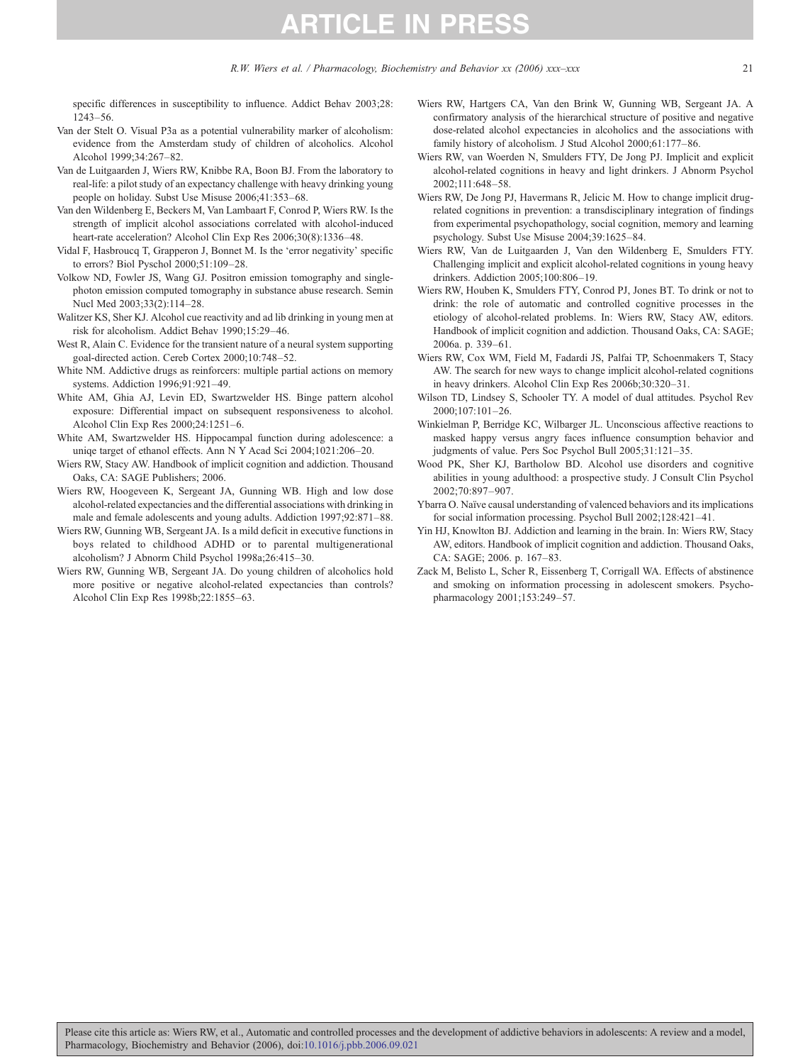specific differences in susceptibility to influence. Addict Behav 2003;28: 1243–56.

Van der Stelt O. Visual P3a as a potential vulnerability marker of alcoholism: evidence from the Amsterdam study of children of alcoholics. Alcohol Alcohol 1999;34:267–82.

Van de Luitgaarden J, Wiers RW, Knibbe RA, Boon BJ. From the laboratory to real-life: a pilot study of an expectancy challenge with heavy drinking young people on holiday. Subst Use Misuse 2006;41:353–68.

Van den Wildenberg E, Beckers M, Van Lambaart F, Conrod P, Wiers RW. Is the strength of implicit alcohol associations correlated with alcohol-induced heart-rate acceleration? Alcohol Clin Exp Res 2006;30(8):1336–48.

Vidal F, Hasbroucq T, Grapperon J, Bonnet M. Is the 'error negativity' specific to errors? Biol Pyschol 2000;51:109–28.

Volkow ND, Fowler JS, Wang GJ. Positron emission tomography and single-photon emission computed tomography in substance abuse research. Semin Nucl Med 2003;33(2):114–28.

Walitzer KS, Sher KJ. Alcohol cue reactivity and ad lib drinking in young men at risk for alcoholism. Addict Behav 1990;15:29–46.

West R, Alain C. Evidence for the transient nature of a neural system supporting goal-directed action. Cereb Cortex 2000;10:748–52.

White NM. Addictive drugs as reinforcers: multiple partial actions on memory systems. Addiction 1996;91:921–49.

White AM, Ghia AJ, Levin ED, Swartzwelder HS. Binge pattern alcohol exposure: Differential impact on subsequent responsiveness to alcohol. Alcohol Clin Exp Res 2000;24:1251–6.

White AM, Swartzwelder HS. Hippocampal function during adolescence: a uniqe target of ethanol effects. Ann N Y Acad Sci 2004;1021:206–20.

Wiers RW, Stacy AW. Handbook of implicit cognition and addiction. Thousand Oaks, CA: SAGE Publishers; 2006.

Wiers RW, Hoogeveen K, Sergeant JA, Gunning WB. High and low dose alcohol-related expectancies and the differential associations with drinking in male and female adolescents and young adults. Addiction 1997;92:871–88.

Wiers RW, Gunning WB, Sergeant JA. Is a mild deficit in executive functions in boys related to childhood ADHD or to parental multigenerational alcoholism? J Abnorm Child Psychol 1998a;26:415–30.

Wiers RW, Gunning WB, Sergeant JA. Do young children of alcoholics hold more positive or negative alcohol-related expectancies than controls? Alcohol Clin Exp Res 1998b;22:1855–63.

Wiers RW, Hartgers CA, Van den Brink W, Gunning WB, Sergeant JA. A confirmatory analysis of the hierarchical structure of positive and negative dose-related alcohol expectancies in alcoholics and the associations with family history of alcoholism. J Stud Alcohol 2000;61:177–86.

Wiers RW, van Woerden N, Smulders FTY, De Jong PJ. Implicit and explicit alcohol-related cognitions in heavy and light drinkers. J Abnorm Psychol 2002;111:648–58.

Wiers RW, De Jong PJ, Havermans R, Jelicic M. How to change implicit drug-related cognitions in prevention: a transdisciplinary integration of findings from experimental psychopathology, social cognition, memory and learning psychology. Subst Use Misuse 2004;39:1625–84.

Wiers RW, Van de Luitgaarden J, Van den Wildenberg E, Smulders FTY. Challenging implicit and explicit alcohol-related cognitions in young heavy drinkers. Addiction 2005;100:806–19.

Wiers RW, Houben K, Smulders FTY, Conrod PJ, Jones BT. To drink or not to drink: the role of automatic and controlled cognitive processes in the etiology of alcohol-related problems. In: Wiers RW, Stacy AW, editors. Handbook of implicit cognition and addiction. Thousand Oaks, CA: SAGE; 2006a. p. 339–61.

Wiers RW, Cox WM, Field M, Fadardi JS, Palfai TP, Schoenmakers T, Stacy AW. The search for new ways to change implicit alcohol-related cognitions in heavy drinkers. Alcohol Clin Exp Res 2006b;30:320–31.

Wilson TD, Lindsey S, Schooler TY. A model of dual attitudes. Psychol Rev 2000;107:101–26.

Winkielman P, Berridge KC, Wilbarger JL. Unconscious affective reactions to masked happy versus angry faces influence consumption behavior and judgments of value. Pers Soc Psychol Bull 2005;31:121–35.

Wood PK, Sher KJ, Bartholow BD. Alcohol use disorders and cognitive abilities in young adulthood: a prospective study. J Consult Clin Psychol 2002;70:897–907.

Ybarra O. Naïve causal understanding of valenced behaviors and its implications for social information processing. Psychol Bull 2002;128:421–41.

Yin HJ, Knowlton BJ. Addiction and learning in the brain. In: Wiers RW, Stacy AW, editors. Handbook of implicit cognition and addiction. Thousand Oaks, CA: SAGE; 2006. p. 167–83.

Zack M, Belisto L, Scher R, Eissenberg T, Corrigall WA. Effects of abstinence and smoking on information processing in adolescent smokers. Psychopharmacology 2001;153:249–57.